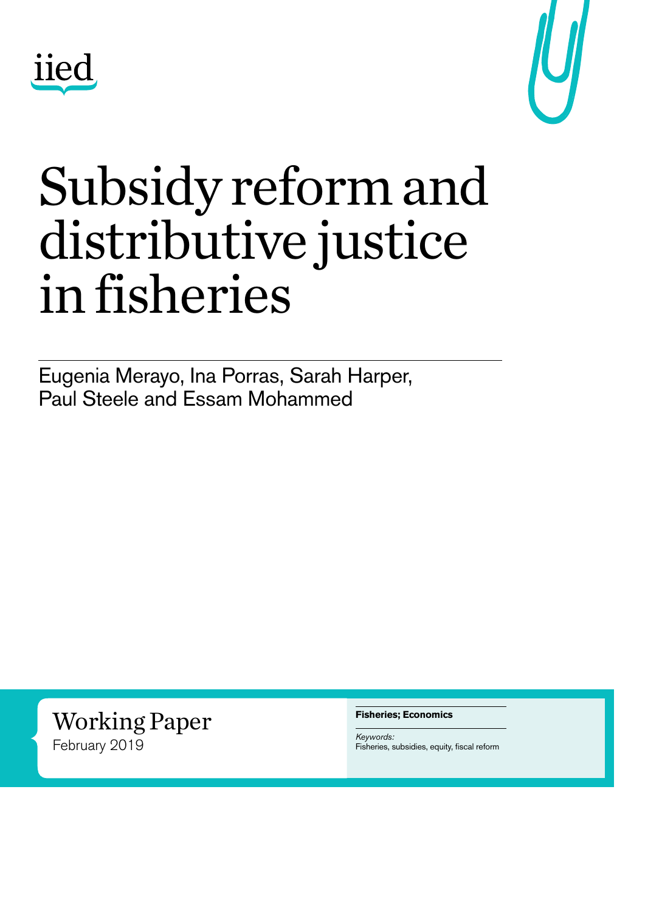iied

# Subsidy reform and distributive justice in fisheries

Eugenia Merayo, Ina Porras, Sarah Harper, Paul Steele and Essam Mohammed

Working Paper
February 2019

**Fisheries; Economics**

*Keywords:*
Fisheries, subsidies, equity, fiscal reform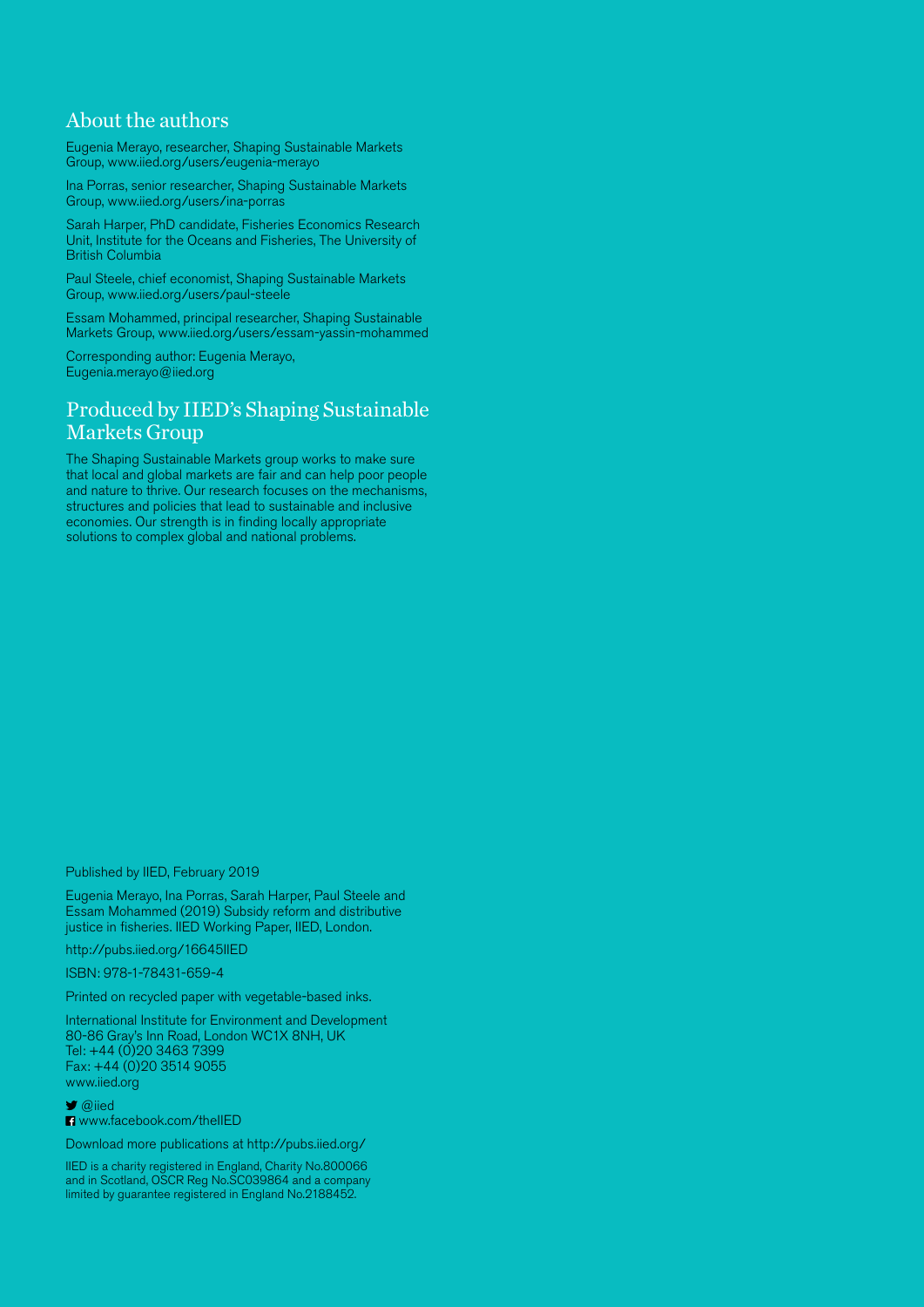## About the authors

Eugenia Merayo, researcher, Shaping Sustainable Markets Group, www.iied.org/users/eugenia-merayo

Ina Porras, senior researcher, Shaping Sustainable Markets Group, www.iied.org/users/ina-porras

Sarah Harper, PhD candidate, Fisheries Economics Research Unit, Institute for the Oceans and Fisheries, The University of British Columbia

Paul Steele, chief economist, Shaping Sustainable Markets Group, www.iied.org/users/paul-steele

Essam Mohammed, principal researcher, Shaping Sustainable Markets Group, www.iied.org/users/essam-yassin-mohammed

Corresponding author: Eugenia Merayo, Eugenia.merayo@iied.org

## Produced by IIED's Shaping Sustainable Markets Group

The Shaping Sustainable Markets group works to make sure that local and global markets are fair and can help poor people and nature to thrive. Our research focuses on the mechanisms, structures and policies that lead to sustainable and inclusive economies. Our strength is in finding locally appropriate solutions to complex global and national problems.

Published by IIED, February 2019

Eugenia Merayo, Ina Porras, Sarah Harper, Paul Steele and Essam Mohammed (2019) Subsidy reform and distributive justice in fisheries. IIED Working Paper, IIED, London.

http://pubs.iied.org/16645IIED

ISBN: 978-1-78431-659-4

Printed on recycled paper with vegetable-based inks.

International Institute for Environment and Development
80-86 Gray's Inn Road, London WC1X 8NH, UK
Tel: +44 (0)20 3463 7399
Fax: +44 (0)20 3514 9055
www.iied.org

@iied
www.facebook.com/theIIED

Download more publications at http://pubs.iied.org/

IIED is a charity registered in England, Charity No.800066 and in Scotland, OSCR Reg No.SC039864 and a company limited by guarantee registered in England No.2188452.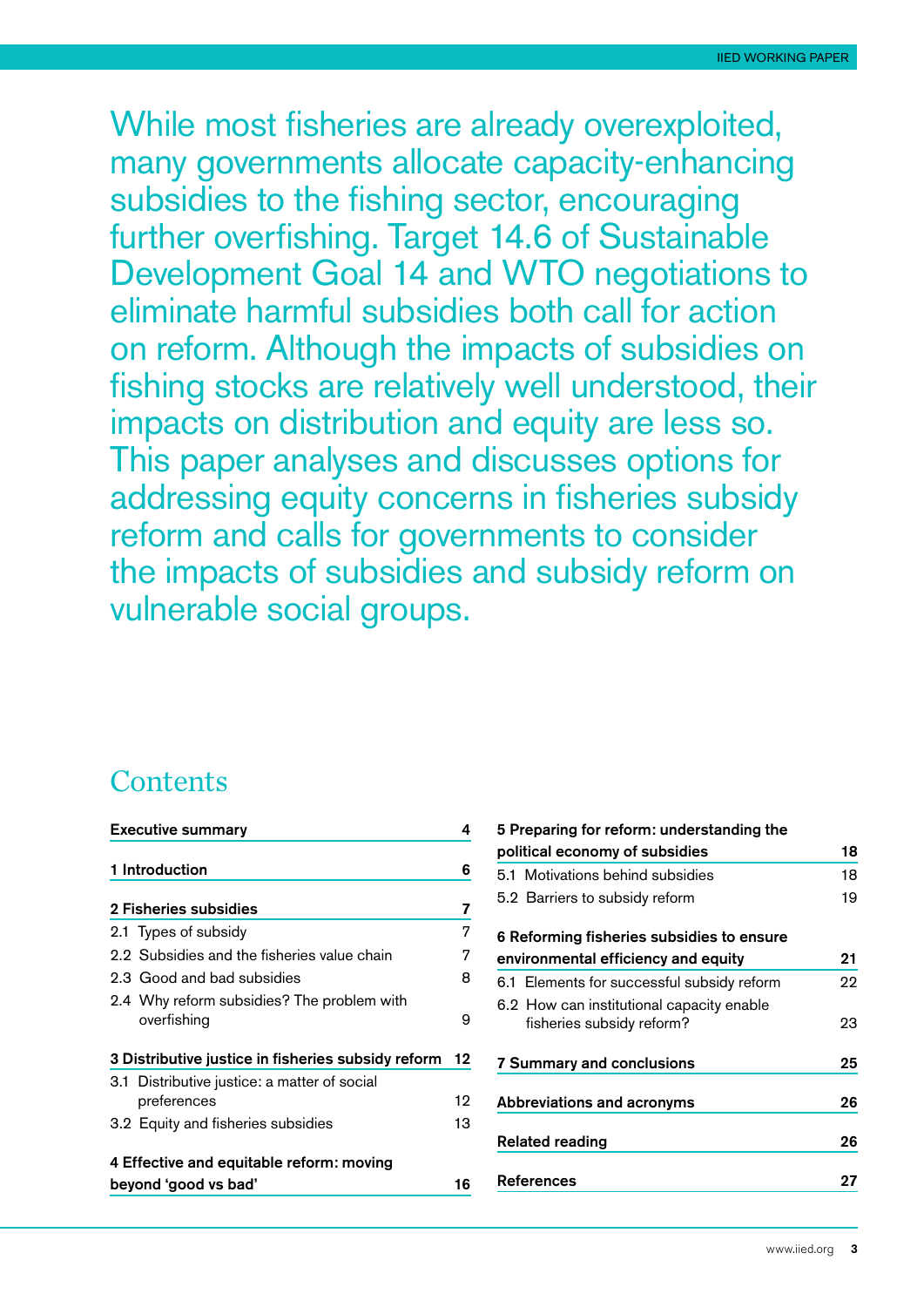While most fisheries are already overexploited, many governments allocate capacity-enhancing subsidies to the fishing sector, encouraging further overfishing. Target 14.6 of Sustainable Development Goal 14 and WTO negotiations to eliminate harmful subsidies both call for action on reform. Although the impacts of subsidies on fishing stocks are relatively well understood, their impacts on distribution and equity are less so. This paper analyses and discusses options for addressing equity concerns in fisheries subsidy reform and calls for governments to consider the impacts of subsidies and subsidy reform on vulnerable social groups.

## Contents

| Section | Page |
|---|---|
| **Executive summary** | **4** |
| **1 Introduction** | **6** |
| **2 Fisheries subsidies** | **7** |
| 2.1 Types of subsidy | 7 |
| 2.2 Subsidies and the fisheries value chain | 7 |
| 2.3 Good and bad subsidies | 8 |
| 2.4 Why reform subsidies? The problem with overfishing | 9 |
| **3 Distributive justice in fisheries subsidy reform** | **12** |
| 3.1 Distributive justice: a matter of social preferences | 12 |
| 3.2 Equity and fisheries subsidies | 13 |
| **4 Effective and equitable reform: moving beyond 'good vs bad'** | **16** |
| **5 Preparing for reform: understanding the political economy of subsidies** | **18** |
| 5.1 Motivations behind subsidies | 18 |
| 5.2 Barriers to subsidy reform | 19 |
| **6 Reforming fisheries subsidies to ensure environmental efficiency and equity** | **21** |
| 6.1 Elements for successful subsidy reform | 22 |
| 6.2 How can institutional capacity enable fisheries subsidy reform? | 23 |
| **7 Summary and conclusions** | **25** |
| **Abbreviations and acronyms** | **26** |
| **Related reading** | **26** |
| **References** | **27** |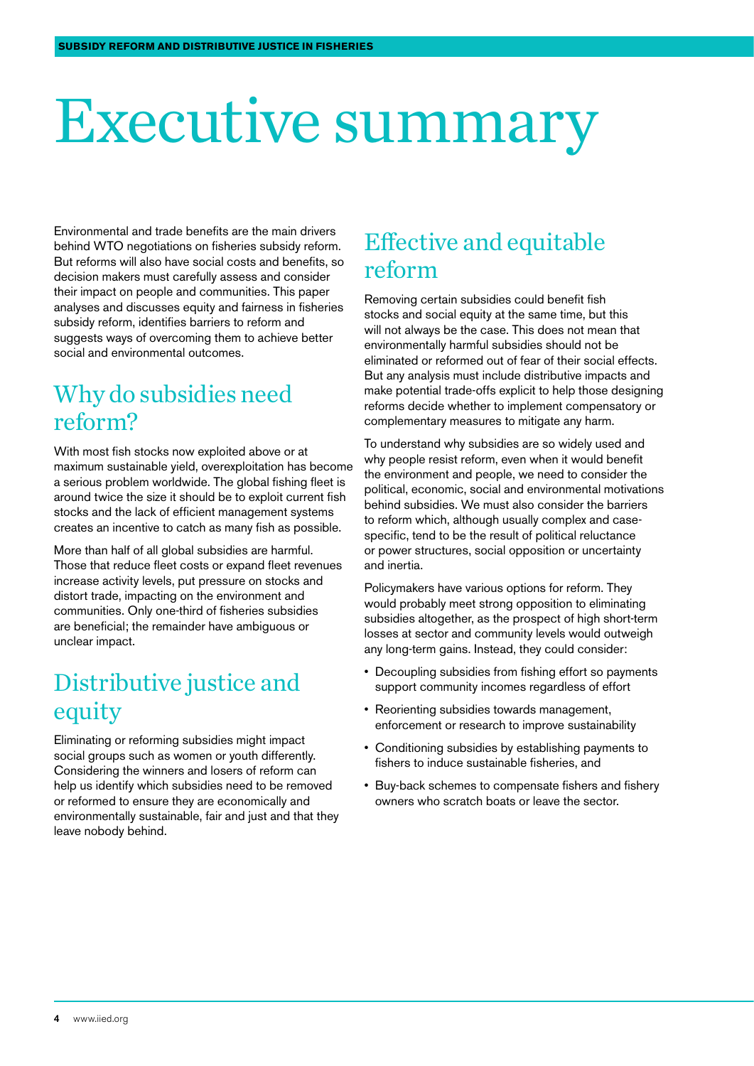# Executive summary

Environmental and trade benefits are the main drivers behind WTO negotiations on fisheries subsidy reform. But reforms will also have social costs and benefits, so decision makers must carefully assess and consider their impact on people and communities. This paper analyses and discusses equity and fairness in fisheries subsidy reform, identifies barriers to reform and suggests ways of overcoming them to achieve better social and environmental outcomes.

## Why do subsidies need reform?

With most fish stocks now exploited above or at maximum sustainable yield, overexploitation has become a serious problem worldwide. The global fishing fleet is around twice the size it should be to exploit current fish stocks and the lack of efficient management systems creates an incentive to catch as many fish as possible.

More than half of all global subsidies are harmful. Those that reduce fleet costs or expand fleet revenues increase activity levels, put pressure on stocks and distort trade, impacting on the environment and communities. Only one-third of fisheries subsidies are beneficial; the remainder have ambiguous or unclear impact.

## Distributive justice and equity

Eliminating or reforming subsidies might impact social groups such as women or youth differently. Considering the winners and losers of reform can help us identify which subsidies need to be removed or reformed to ensure they are economically and environmentally sustainable, fair and just and that they leave nobody behind.

## Effective and equitable reform

Removing certain subsidies could benefit fish stocks and social equity at the same time, but this will not always be the case. This does not mean that environmentally harmful subsidies should not be eliminated or reformed out of fear of their social effects. But any analysis must include distributive impacts and make potential trade-offs explicit to help those designing reforms decide whether to implement compensatory or complementary measures to mitigate any harm.

To understand why subsidies are so widely used and why people resist reform, even when it would benefit the environment and people, we need to consider the political, economic, social and environmental motivations behind subsidies. We must also consider the barriers to reform which, although usually complex and case-specific, tend to be the result of political reluctance or power structures, social opposition or uncertainty and inertia.

Policymakers have various options for reform. They would probably meet strong opposition to eliminating subsidies altogether, as the prospect of high short-term losses at sector and community levels would outweigh any long-term gains. Instead, they could consider:

- Decoupling subsidies from fishing effort so payments support community incomes regardless of effort
- Reorienting subsidies towards management, enforcement or research to improve sustainability
- Conditioning subsidies by establishing payments to fishers to induce sustainable fisheries, and
- Buy-back schemes to compensate fishers and fishery owners who scratch boats or leave the sector.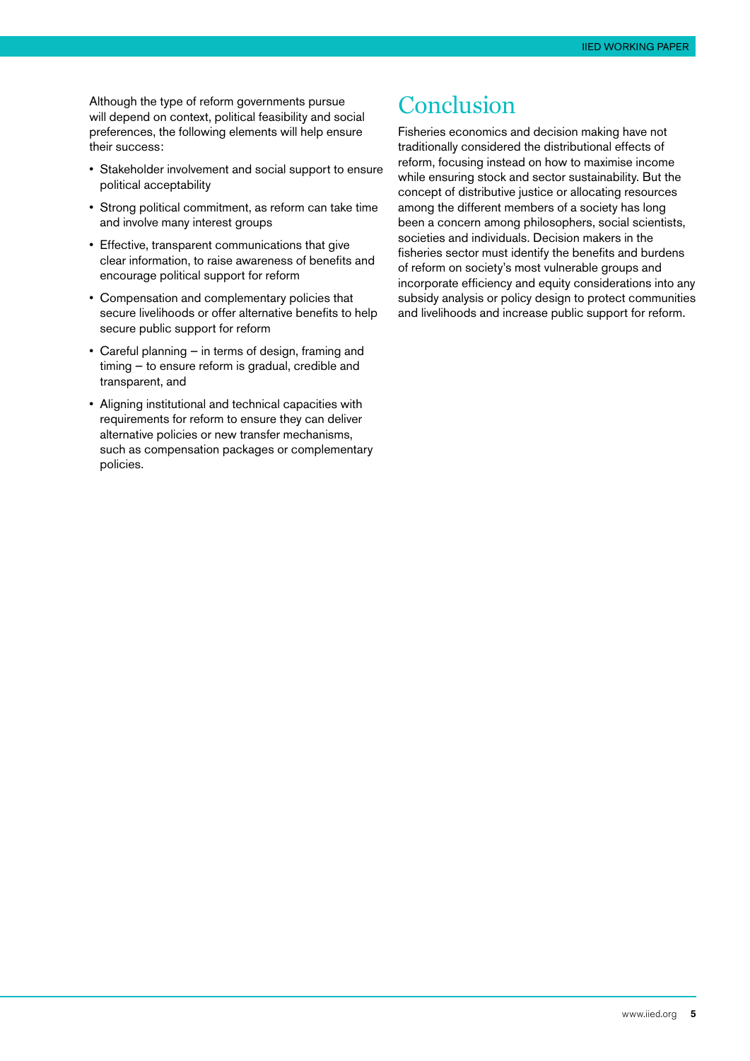Although the type of reform governments pursue will depend on context, political feasibility and social preferences, the following elements will help ensure their success:

- Stakeholder involvement and social support to ensure political acceptability
- Strong political commitment, as reform can take time and involve many interest groups
- Effective, transparent communications that give clear information, to raise awareness of benefits and encourage political support for reform
- Compensation and complementary policies that secure livelihoods or offer alternative benefits to help secure public support for reform
- Careful planning – in terms of design, framing and timing – to ensure reform is gradual, credible and transparent, and
- Aligning institutional and technical capacities with requirements for reform to ensure they can deliver alternative policies or new transfer mechanisms, such as compensation packages or complementary policies.

# Conclusion

Fisheries economics and decision making have not traditionally considered the distributional effects of reform, focusing instead on how to maximise income while ensuring stock and sector sustainability. But the concept of distributive justice or allocating resources among the different members of a society has long been a concern among philosophers, social scientists, societies and individuals. Decision makers in the fisheries sector must identify the benefits and burdens of reform on society's most vulnerable groups and incorporate efficiency and equity considerations into any subsidy analysis or policy design to protect communities and livelihoods and increase public support for reform.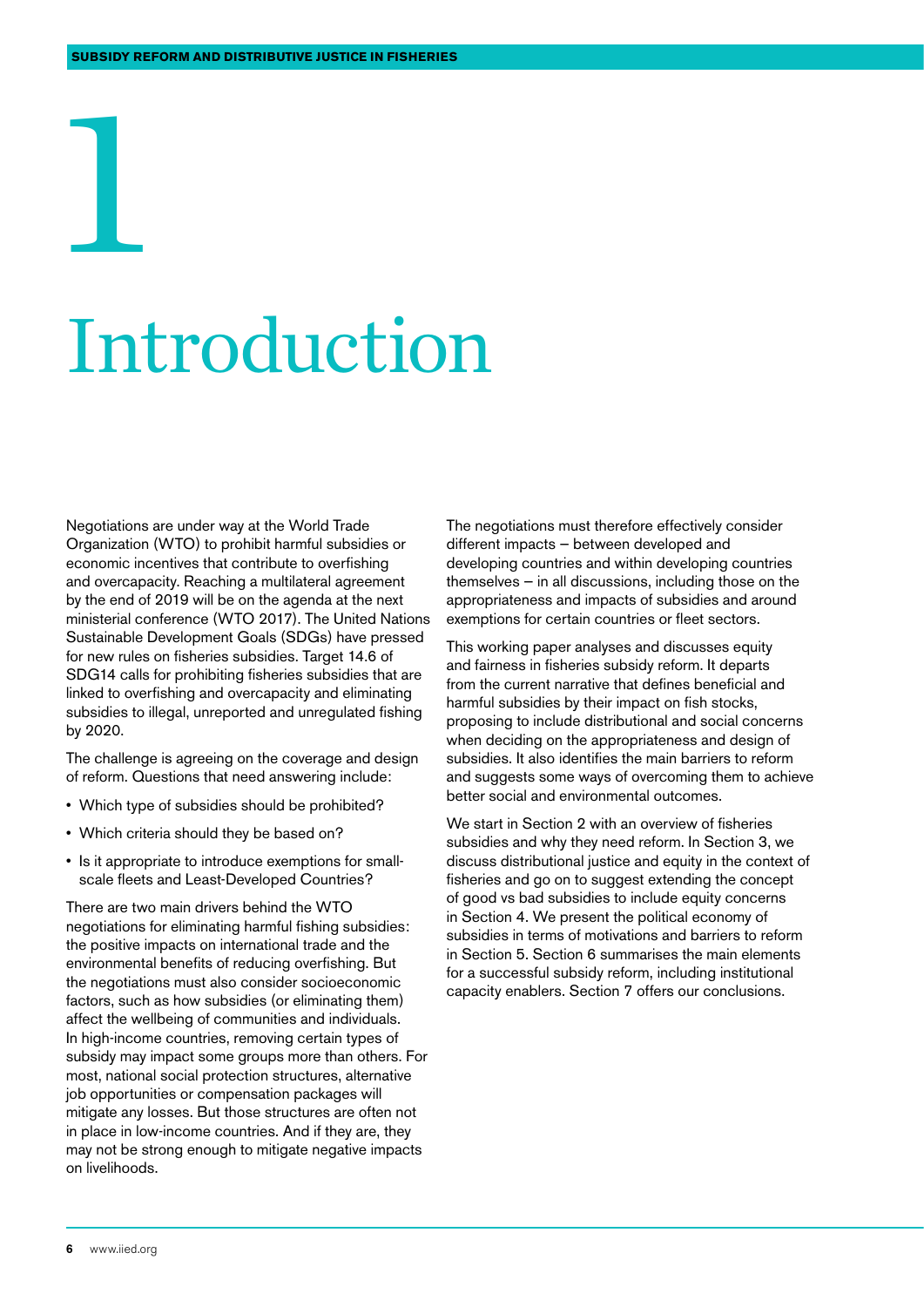# 1 Introduction

Negotiations are under way at the World Trade Organization (WTO) to prohibit harmful subsidies or economic incentives that contribute to overfishing and overcapacity. Reaching a multilateral agreement by the end of 2019 will be on the agenda at the next ministerial conference (WTO 2017). The United Nations Sustainable Development Goals (SDGs) have pressed for new rules on fisheries subsidies. Target 14.6 of SDG14 calls for prohibiting fisheries subsidies that are linked to overfishing and overcapacity and eliminating subsidies to illegal, unreported and unregulated fishing by 2020.

The challenge is agreeing on the coverage and design of reform. Questions that need answering include:

- Which type of subsidies should be prohibited?
- Which criteria should they be based on?
- Is it appropriate to introduce exemptions for small-scale fleets and Least-Developed Countries?

There are two main drivers behind the WTO negotiations for eliminating harmful fishing subsidies: the positive impacts on international trade and the environmental benefits of reducing overfishing. But the negotiations must also consider socioeconomic factors, such as how subsidies (or eliminating them) affect the wellbeing of communities and individuals. In high-income countries, removing certain types of subsidy may impact some groups more than others. For most, national social protection structures, alternative job opportunities or compensation packages will mitigate any losses. But those structures are often not in place in low-income countries. And if they are, they may not be strong enough to mitigate negative impacts on livelihoods.

The negotiations must therefore effectively consider different impacts – between developed and developing countries and within developing countries themselves – in all discussions, including those on the appropriateness and impacts of subsidies and around exemptions for certain countries or fleet sectors.

This working paper analyses and discusses equity and fairness in fisheries subsidy reform. It departs from the current narrative that defines beneficial and harmful subsidies by their impact on fish stocks, proposing to include distributional and social concerns when deciding on the appropriateness and design of subsidies. It also identifies the main barriers to reform and suggests some ways of overcoming them to achieve better social and environmental outcomes.

We start in Section 2 with an overview of fisheries subsidies and why they need reform. In Section 3, we discuss distributional justice and equity in the context of fisheries and go on to suggest extending the concept of good vs bad subsidies to include equity concerns in Section 4. We present the political economy of subsidies in terms of motivations and barriers to reform in Section 5. Section 6 summarises the main elements for a successful subsidy reform, including institutional capacity enablers. Section 7 offers our conclusions.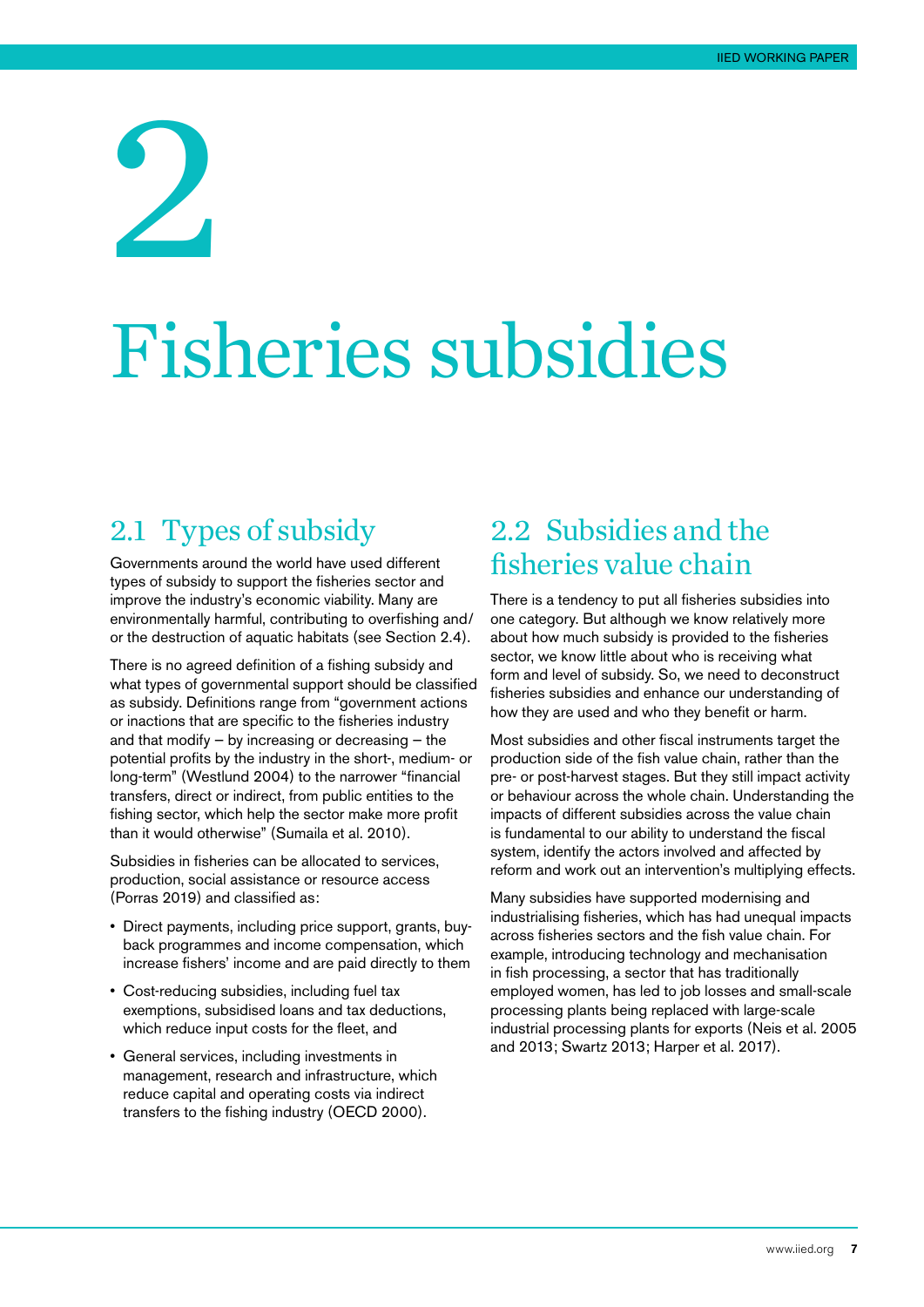# 2

# Fisheries subsidies

## 2.1 Types of subsidy

Governments around the world have used different types of subsidy to support the fisheries sector and improve the industry's economic viability. Many are environmentally harmful, contributing to overfishing and/or the destruction of aquatic habitats (see Section 2.4).

There is no agreed definition of a fishing subsidy and what types of governmental support should be classified as subsidy. Definitions range from "government actions or inactions that are specific to the fisheries industry and that modify – by increasing or decreasing – the potential profits by the industry in the short-, medium- or long-term" (Westlund 2004) to the narrower "financial transfers, direct or indirect, from public entities to the fishing sector, which help the sector make more profit than it would otherwise" (Sumaila et al. 2010).

Subsidies in fisheries can be allocated to services, production, social assistance or resource access (Porras 2019) and classified as:

- Direct payments, including price support, grants, buy-back programmes and income compensation, which increase fishers' income and are paid directly to them
- Cost-reducing subsidies, including fuel tax exemptions, subsidised loans and tax deductions, which reduce input costs for the fleet, and
- General services, including investments in management, research and infrastructure, which reduce capital and operating costs via indirect transfers to the fishing industry (OECD 2000).

## 2.2 Subsidies and the fisheries value chain

There is a tendency to put all fisheries subsidies into one category. But although we know relatively more about how much subsidy is provided to the fisheries sector, we know little about who is receiving what form and level of subsidy. So, we need to deconstruct fisheries subsidies and enhance our understanding of how they are used and who they benefit or harm.

Most subsidies and other fiscal instruments target the production side of the fish value chain, rather than the pre- or post-harvest stages. But they still impact activity or behaviour across the whole chain. Understanding the impacts of different subsidies across the value chain is fundamental to our ability to understand the fiscal system, identify the actors involved and affected by reform and work out an intervention's multiplying effects.

Many subsidies have supported modernising and industrialising fisheries, which has had unequal impacts across fisheries sectors and the fish value chain. For example, introducing technology and mechanisation in fish processing, a sector that has traditionally employed women, has led to job losses and small-scale processing plants being replaced with large-scale industrial processing plants for exports (Neis et al. 2005 and 2013; Swartz 2013; Harper et al. 2017).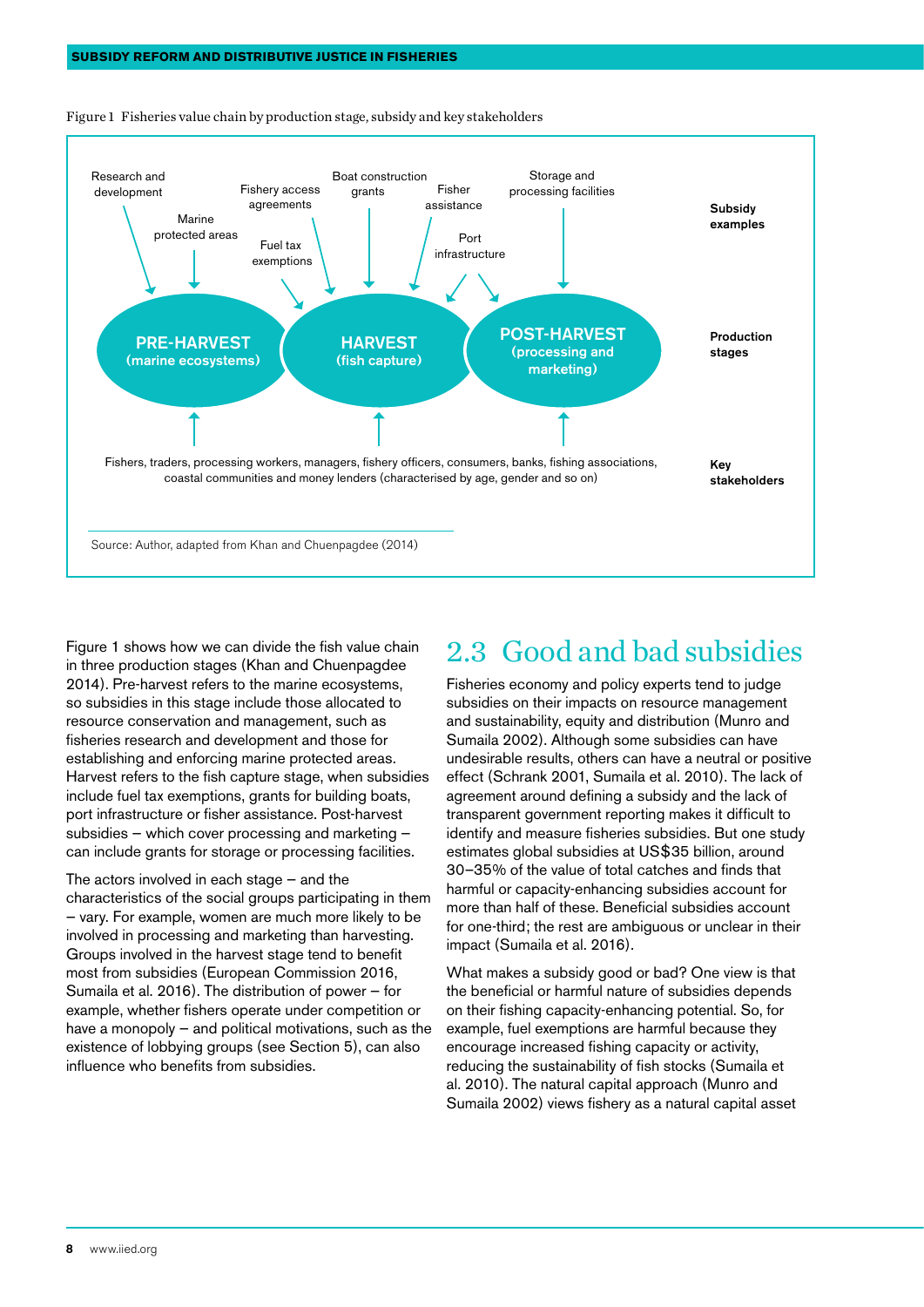Figure 1 Fisheries value chain by production stage, subsidy and key stakeholders

**Subsidy examples:** Research and development; Marine protected areas; Fishery access agreements; Fuel tax exemptions; Boat construction grants; Fisher assistance; Port infrastructure; Storage and processing facilities

**Production stages:** PRE-HARVEST (marine ecosystems); HARVEST (fish capture); POST-HARVEST (processing and marketing)

**Key stakeholders:** Fishers, traders, processing workers, managers, fishery officers, consumers, banks, fishing associations, coastal communities and money lenders (characterised by age, gender and so on)

Source: Author, adapted from Khan and Chuenpagdee (2014)

Figure 1 shows how we can divide the fish value chain in three production stages (Khan and Chuenpagdee 2014). Pre-harvest refers to the marine ecosystems, so subsidies in this stage include those allocated to resource conservation and management, such as fisheries research and development and those for establishing and enforcing marine protected areas. Harvest refers to the fish capture stage, when subsidies include fuel tax exemptions, grants for building boats, port infrastructure or fisher assistance. Post-harvest subsidies – which cover processing and marketing – can include grants for storage or processing facilities.

The actors involved in each stage – and the characteristics of the social groups participating in them – vary. For example, women are much more likely to be involved in processing and marketing than harvesting. Groups involved in the harvest stage tend to benefit most from subsidies (European Commission 2016, Sumaila et al. 2016). The distribution of power – for example, whether fishers operate under competition or have a monopoly – and political motivations, such as the existence of lobbying groups (see Section 5), can also influence who benefits from subsidies.

## 2.3 Good and bad subsidies

Fisheries economy and policy experts tend to judge subsidies on their impacts on resource management and sustainability, equity and distribution (Munro and Sumaila 2002). Although some subsidies can have undesirable results, others can have a neutral or positive effect (Schrank 2001, Sumaila et al. 2010). The lack of agreement around defining a subsidy and the lack of transparent government reporting makes it difficult to identify and measure fisheries subsidies. But one study estimates global subsidies at US$35 billion, around 30–35% of the value of total catches and finds that harmful or capacity-enhancing subsidies account for more than half of these. Beneficial subsidies account for one-third; the rest are ambiguous or unclear in their impact (Sumaila et al. 2016).

What makes a subsidy good or bad? One view is that the beneficial or harmful nature of subsidies depends on their fishing capacity-enhancing potential. So, for example, fuel exemptions are harmful because they encourage increased fishing capacity or activity, reducing the sustainability of fish stocks (Sumaila et al. 2010). The natural capital approach (Munro and Sumaila 2002) views fishery as a natural capital asset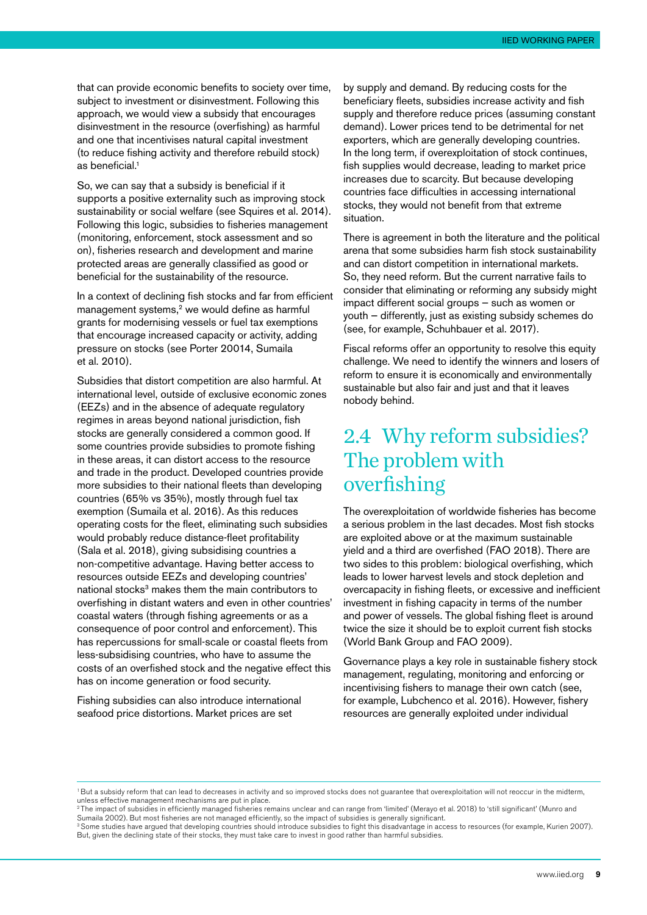that can provide economic benefits to society over time, subject to investment or disinvestment. Following this approach, we would view a subsidy that encourages disinvestment in the resource (overfishing) as harmful and one that incentivises natural capital investment (to reduce fishing activity and therefore rebuild stock) as beneficial.[1]

So, we can say that a subsidy is beneficial if it supports a positive externality such as improving stock sustainability or social welfare (see Squires et al. 2014). Following this logic, subsidies to fisheries management (monitoring, enforcement, stock assessment and so on), fisheries research and development and marine protected areas are generally classified as good or beneficial for the sustainability of the resource.

In a context of declining fish stocks and far from efficient management systems,[2] we would define as harmful grants for modernising vessels or fuel tax exemptions that encourage increased capacity or activity, adding pressure on stocks (see Porter 20014, Sumaila et al. 2010).

Subsidies that distort competition are also harmful. At international level, outside of exclusive economic zones (EEZs) and in the absence of adequate regulatory regimes in areas beyond national jurisdiction, fish stocks are generally considered a common good. If some countries provide subsidies to promote fishing in these areas, it can distort access to the resource and trade in the product. Developed countries provide more subsidies to their national fleets than developing countries (65% vs 35%), mostly through fuel tax exemption (Sumaila et al. 2016). As this reduces operating costs for the fleet, eliminating such subsidies would probably reduce distance-fleet profitability (Sala et al. 2018), giving subsidising countries a non-competitive advantage. Having better access to resources outside EEZs and developing countries' national stocks[3] makes them the main contributors to overfishing in distant waters and even in other countries' coastal waters (through fishing agreements or as a consequence of poor control and enforcement). This has repercussions for small-scale or coastal fleets from less-subsidising countries, who have to assume the costs of an overfished stock and the negative effect this has on income generation or food security.

Fishing subsidies can also introduce international seafood price distortions. Market prices are set by supply and demand. By reducing costs for the beneficiary fleets, subsidies increase activity and fish supply and therefore reduce prices (assuming constant demand). Lower prices tend to be detrimental for net exporters, which are generally developing countries. In the long term, if overexploitation of stock continues, fish supplies would decrease, leading to market price increases due to scarcity. But because developing countries face difficulties in accessing international stocks, they would not benefit from that extreme situation.

There is agreement in both the literature and the political arena that some subsidies harm fish stock sustainability and can distort competition in international markets. So, they need reform. But the current narrative fails to consider that eliminating or reforming any subsidy might impact different social groups – such as women or youth – differently, just as existing subsidy schemes do (see, for example, Schuhbauer et al. 2017).

Fiscal reforms offer an opportunity to resolve this equity challenge. We need to identify the winners and losers of reform to ensure it is economically and environmentally sustainable but also fair and just and that it leaves nobody behind.

## 2.4 Why reform subsidies? The problem with overfishing

The overexploitation of worldwide fisheries has become a serious problem in the last decades. Most fish stocks are exploited above or at the maximum sustainable yield and a third are overfished (FAO 2018). There are two sides to this problem: biological overfishing, which leads to lower harvest levels and stock depletion and overcapacity in fishing fleets, or excessive and inefficient investment in fishing capacity in terms of the number and power of vessels. The global fishing fleet is around twice the size it should be to exploit current fish stocks (World Bank Group and FAO 2009).

Governance plays a key role in sustainable fishery stock management, regulating, monitoring and enforcing or incentivising fishers to manage their own catch (see, for example, Lubchenco et al. 2016). However, fishery resources are generally exploited under individual

---

[1] But a subsidy reform that can lead to decreases in activity and so improved stocks does not guarantee that overexploitation will not reoccur in the midterm, unless effective management mechanisms are put in place.

[2] The impact of subsidies in efficiently managed fisheries remains unclear and can range from 'limited' (Merayo et al. 2018) to 'still significant' (Munro and Sumaila 2002). But most fisheries are not managed efficiently, so the impact of subsidies is generally significant.

[3] Some studies have argued that developing countries should introduce subsidies to fight this disadvantage in access to resources (for example, Kurien 2007). But, given the declining state of their stocks, they must take care to invest in good rather than harmful subsidies.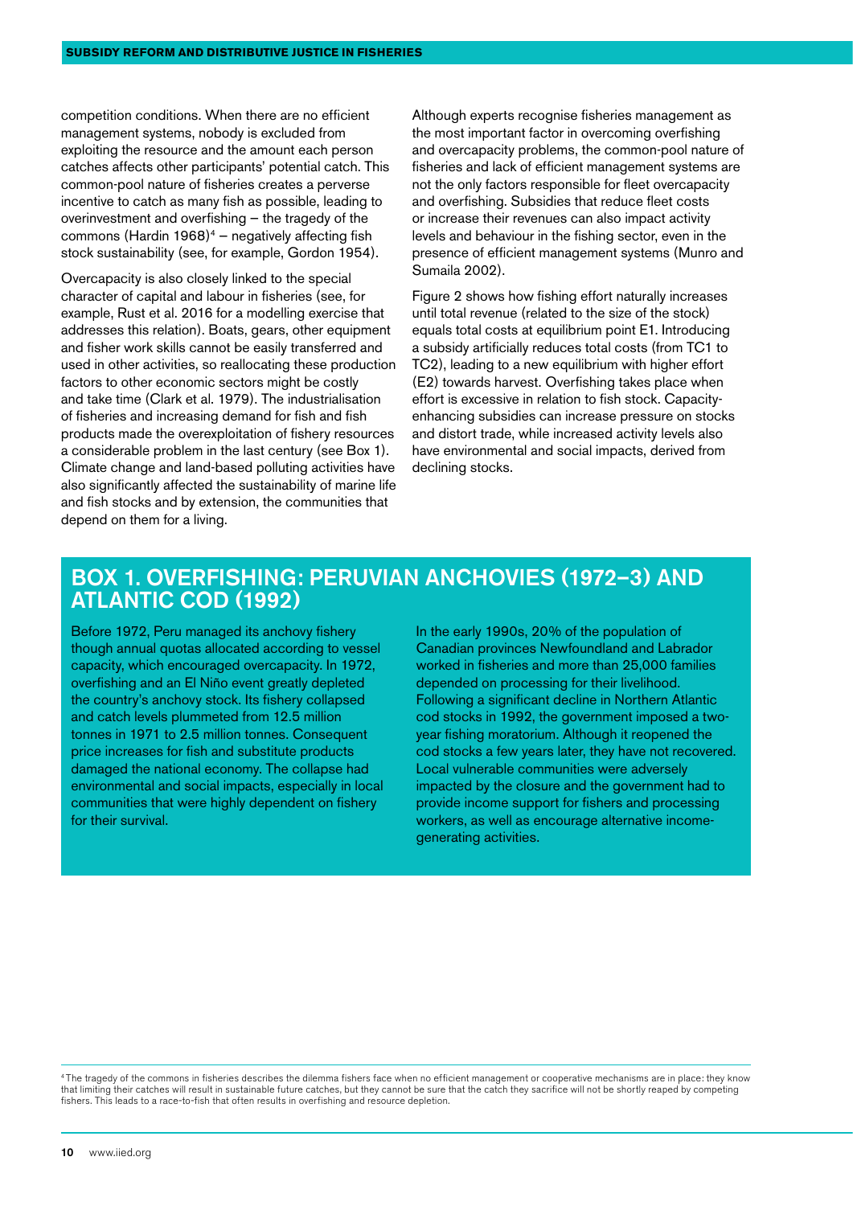competition conditions. When there are no efficient management systems, nobody is excluded from exploiting the resource and the amount each person catches affects other participants' potential catch. This common-pool nature of fisheries creates a perverse incentive to catch as many fish as possible, leading to overinvestment and overfishing – the tragedy of the commons (Hardin 1968)[4] – negatively affecting fish stock sustainability (see, for example, Gordon 1954).

Overcapacity is also closely linked to the special character of capital and labour in fisheries (see, for example, Rust et al. 2016 for a modelling exercise that addresses this relation). Boats, gears, other equipment and fisher work skills cannot be easily transferred and used in other activities, so reallocating these production factors to other economic sectors might be costly and take time (Clark et al. 1979). The industrialisation of fisheries and increasing demand for fish and fish products made the overexploitation of fishery resources a considerable problem in the last century (see Box 1). Climate change and land-based polluting activities have also significantly affected the sustainability of marine life and fish stocks and by extension, the communities that depend on them for a living.

Although experts recognise fisheries management as the most important factor in overcoming overfishing and overcapacity problems, the common-pool nature of fisheries and lack of efficient management systems are not the only factors responsible for fleet overcapacity and overfishing. Subsidies that reduce fleet costs or increase their revenues can also impact activity levels and behaviour in the fishing sector, even in the presence of efficient management systems (Munro and Sumaila 2002).

Figure 2 shows how fishing effort naturally increases until total revenue (related to the size of the stock) equals total costs at equilibrium point E1. Introducing a subsidy artificially reduces total costs (from TC1 to TC2), leading to a new equilibrium with higher effort (E2) towards harvest. Overfishing takes place when effort is excessive in relation to fish stock. Capacity-enhancing subsidies can increase pressure on stocks and distort trade, while increased activity levels also have environmental and social impacts, derived from declining stocks.

## BOX 1. OVERFISHING: PERUVIAN ANCHOVIES (1972–3) AND ATLANTIC COD (1992)

Before 1972, Peru managed its anchovy fishery though annual quotas allocated according to vessel capacity, which encouraged overcapacity. In 1972, overfishing and an El Niño event greatly depleted the country's anchovy stock. Its fishery collapsed and catch levels plummeted from 12.5 million tonnes in 1971 to 2.5 million tonnes. Consequent price increases for fish and substitute products damaged the national economy. The collapse had environmental and social impacts, especially in local communities that were highly dependent on fishery for their survival.

In the early 1990s, 20% of the population of Canadian provinces Newfoundland and Labrador worked in fisheries and more than 25,000 families depended on processing for their livelihood. Following a significant decline in Northern Atlantic cod stocks in 1992, the government imposed a two-year fishing moratorium. Although it reopened the cod stocks a few years later, they have not recovered. Local vulnerable communities were adversely impacted by the closure and the government had to provide income support for fishers and processing workers, as well as encourage alternative income-generating activities.

---

[4] The tragedy of the commons in fisheries describes the dilemma fishers face when no efficient management or cooperative mechanisms are in place: they know that limiting their catches will result in sustainable future catches, but they cannot be sure that the catch they sacrifice will not be shortly reaped by competing fishers. This leads to a race-to-fish that often results in overfishing and resource depletion.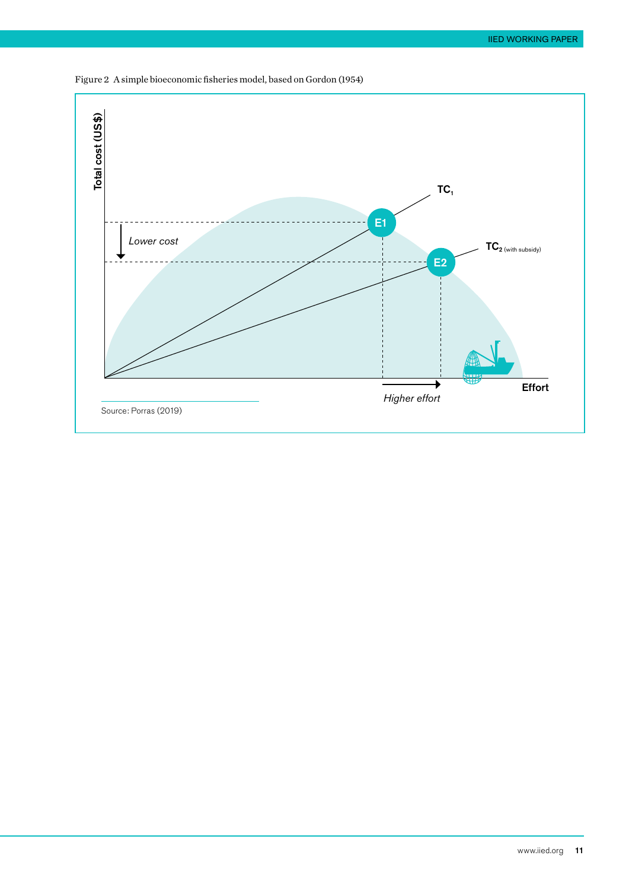Figure 2 A simple bioeconomic fisheries model, based on Gordon (1954)

Total cost (US$)

TC1

TC2 (with subsidy)

E1

E2

Lower cost

Higher effort

Effort

Source: Porras (2019)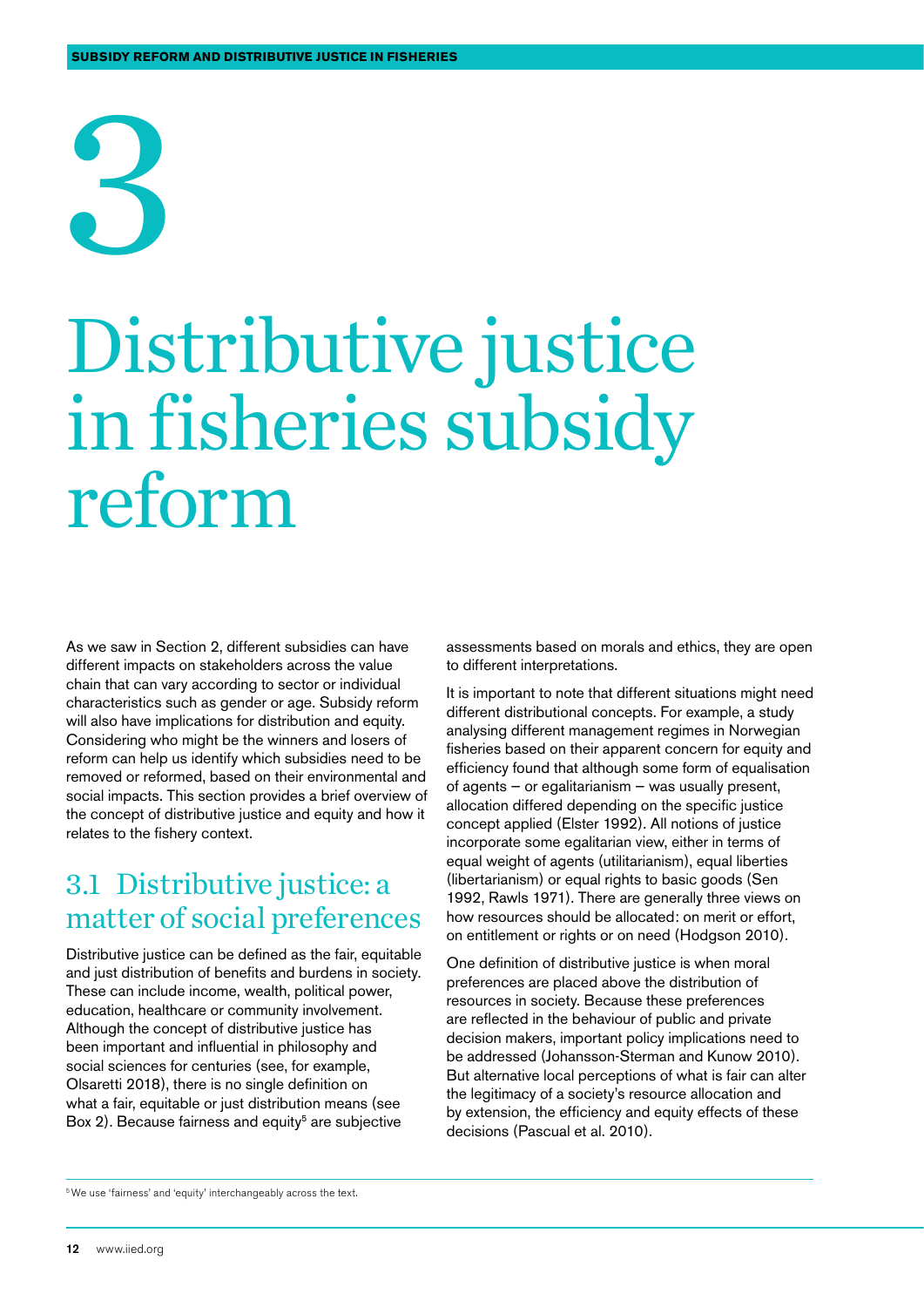# 3 Distributive justice in fisheries subsidy reform

As we saw in Section 2, different subsidies can have different impacts on stakeholders across the value chain that can vary according to sector or individual characteristics such as gender or age. Subsidy reform will also have implications for distribution and equity. Considering who might be the winners and losers of reform can help us identify which subsidies need to be removed or reformed, based on their environmental and social impacts. This section provides a brief overview of the concept of distributive justice and equity and how it relates to the fishery context.

## 3.1 Distributive justice: a matter of social preferences

Distributive justice can be defined as the fair, equitable and just distribution of benefits and burdens in society. These can include income, wealth, political power, education, healthcare or community involvement. Although the concept of distributive justice has been important and influential in philosophy and social sciences for centuries (see, for example, Olsaretti 2018), there is no single definition on what a fair, equitable or just distribution means (see Box 2). Because fairness and equity[5] are subjective assessments based on morals and ethics, they are open to different interpretations.

It is important to note that different situations might need different distributional concepts. For example, a study analysing different management regimes in Norwegian fisheries based on their apparent concern for equity and efficiency found that although some form of equalisation of agents – or egalitarianism – was usually present, allocation differed depending on the specific justice concept applied (Elster 1992). All notions of justice incorporate some egalitarian view, either in terms of equal weight of agents (utilitarianism), equal liberties (libertarianism) or equal rights to basic goods (Sen 1992, Rawls 1971). There are generally three views on how resources should be allocated: on merit or effort, on entitlement or rights or on need (Hodgson 2010).

One definition of distributive justice is when moral preferences are placed above the distribution of resources in society. Because these preferences are reflected in the behaviour of public and private decision makers, important policy implications need to be addressed (Johansson-Sterman and Kunow 2010). But alternative local perceptions of what is fair can alter the legitimacy of a society's resource allocation and by extension, the efficiency and equity effects of these decisions (Pascual et al. 2010).

[5] We use 'fairness' and 'equity' interchangeably across the text.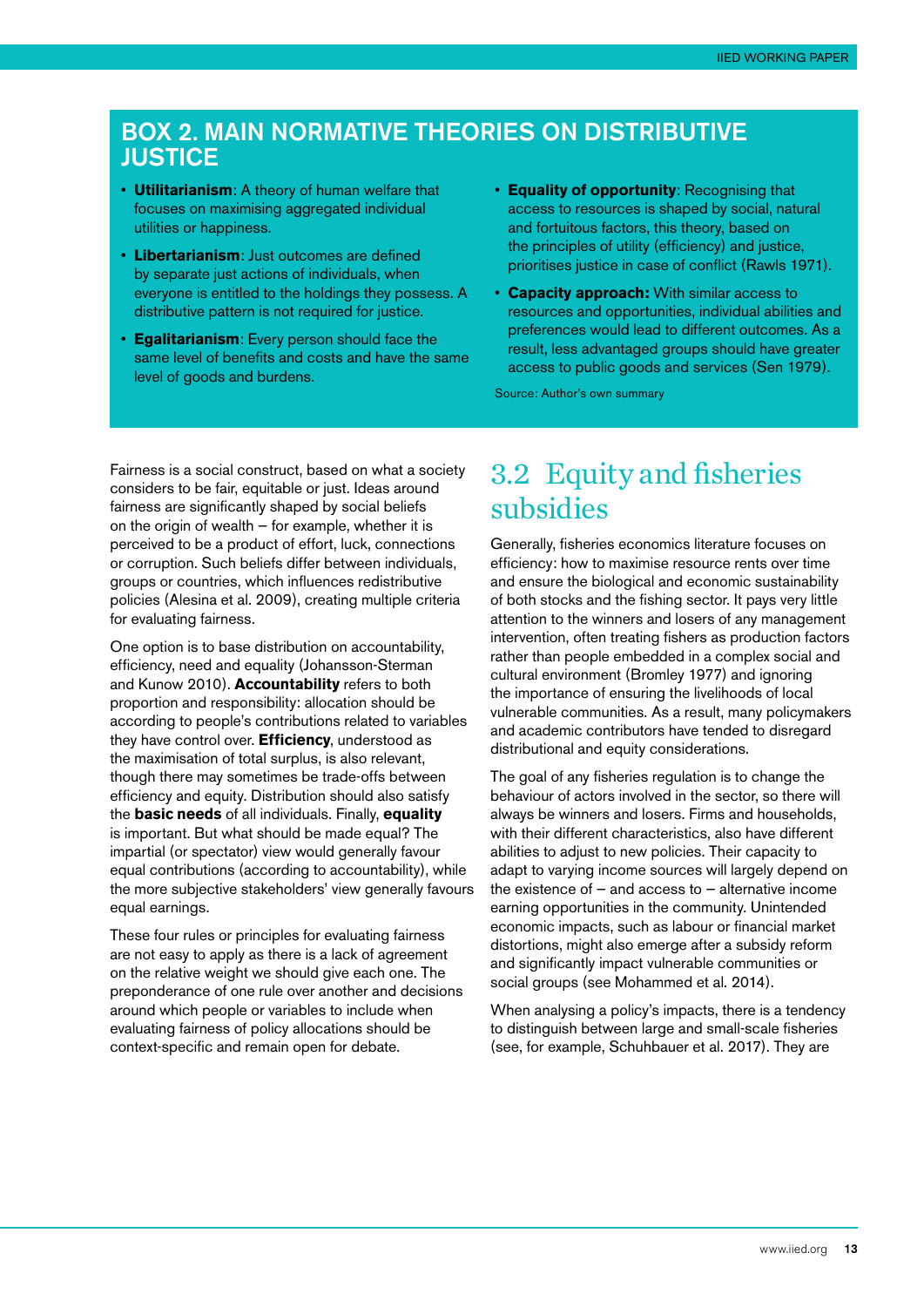## BOX 2. MAIN NORMATIVE THEORIES ON DISTRIBUTIVE JUSTICE

- **Utilitarianism**: A theory of human welfare that focuses on maximising aggregated individual utilities or happiness.
- **Libertarianism**: Just outcomes are defined by separate just actions of individuals, when everyone is entitled to the holdings they possess. A distributive pattern is not required for justice.
- **Egalitarianism**: Every person should face the same level of benefits and costs and have the same level of goods and burdens.
- **Equality of opportunity**: Recognising that access to resources is shaped by social, natural and fortuitous factors, this theory, based on the principles of utility (efficiency) and justice, prioritises justice in case of conflict (Rawls 1971).
- **Capacity approach:** With similar access to resources and opportunities, individual abilities and preferences would lead to different outcomes. As a result, less advantaged groups should have greater access to public goods and services (Sen 1979).

Source: Author's own summary

Fairness is a social construct, based on what a society considers to be fair, equitable or just. Ideas around fairness are significantly shaped by social beliefs on the origin of wealth – for example, whether it is perceived to be a product of effort, luck, connections or corruption. Such beliefs differ between individuals, groups or countries, which influences redistributive policies (Alesina et al. 2009), creating multiple criteria for evaluating fairness.

One option is to base distribution on accountability, efficiency, need and equality (Johansson-Sterman and Kunow 2010). **Accountability** refers to both proportion and responsibility: allocation should be according to people's contributions related to variables they have control over. **Efficiency**, understood as the maximisation of total surplus, is also relevant, though there may sometimes be trade-offs between efficiency and equity. Distribution should also satisfy the **basic needs** of all individuals. Finally, **equality** is important. But what should be made equal? The impartial (or spectator) view would generally favour equal contributions (according to accountability), while the more subjective stakeholders' view generally favours equal earnings.

These four rules or principles for evaluating fairness are not easy to apply as there is a lack of agreement on the relative weight we should give each one. The preponderance of one rule over another and decisions around which people or variables to include when evaluating fairness of policy allocations should be context-specific and remain open for debate.

## 3.2 Equity and fisheries subsidies

Generally, fisheries economics literature focuses on efficiency: how to maximise resource rents over time and ensure the biological and economic sustainability of both stocks and the fishing sector. It pays very little attention to the winners and losers of any management intervention, often treating fishers as production factors rather than people embedded in a complex social and cultural environment (Bromley 1977) and ignoring the importance of ensuring the livelihoods of local vulnerable communities. As a result, many policymakers and academic contributors have tended to disregard distributional and equity considerations.

The goal of any fisheries regulation is to change the behaviour of actors involved in the sector, so there will always be winners and losers. Firms and households, with their different characteristics, also have different abilities to adjust to new policies. Their capacity to adapt to varying income sources will largely depend on the existence of – and access to – alternative income earning opportunities in the community. Unintended economic impacts, such as labour or financial market distortions, might also emerge after a subsidy reform and significantly impact vulnerable communities or social groups (see Mohammed et al. 2014).

When analysing a policy's impacts, there is a tendency to distinguish between large and small-scale fisheries (see, for example, Schuhbauer et al. 2017). They are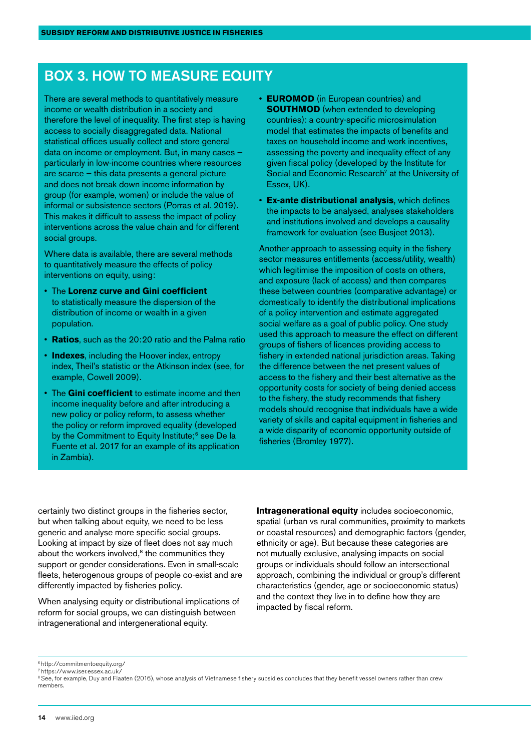## BOX 3. HOW TO MEASURE EQUITY

There are several methods to quantitatively measure income or wealth distribution in a society and therefore the level of inequality. The first step is having access to socially disaggregated data. National statistical offices usually collect and store general data on income or employment. But, in many cases – particularly in low-income countries where resources are scarce – this data presents a general picture and does not break down income information by group (for example, women) or include the value of informal or subsistence sectors (Porras et al. 2019). This makes it difficult to assess the impact of policy interventions across the value chain and for different social groups.

Where data is available, there are several methods to quantitatively measure the effects of policy interventions on equity, using:

- The **Lorenz curve and Gini coefficient** to statistically measure the dispersion of the distribution of income or wealth in a given population.
- **Ratios**, such as the 20:20 ratio and the Palma ratio
- **Indexes**, including the Hoover index, entropy index, Theil's statistic or the Atkinson index (see, for example, Cowell 2009).
- The **Gini coefficient** to estimate income and then income inequality before and after introducing a new policy or policy reform, to assess whether the policy or reform improved equality (developed by the Commitment to Equity Institute;[6] see De la Fuente et al. 2017 for an example of its application in Zambia).
- **EUROMOD** (in European countries) and **SOUTHMOD** (when extended to developing countries): a country-specific microsimulation model that estimates the impacts of benefits and taxes on household income and work incentives, assessing the poverty and inequality effect of any given fiscal policy (developed by the Institute for Social and Economic Research[7] at the University of Essex, UK).
- **Ex-ante distributional analysis**, which defines the impacts to be analysed, analyses stakeholders and institutions involved and develops a causality framework for evaluation (see Busjeet 2013).

Another approach to assessing equity in the fishery sector measures entitlements (access/utility, wealth) which legitimise the imposition of costs on others, and exposure (lack of access) and then compares these between countries (comparative advantage) or domestically to identify the distributional implications of a policy intervention and estimate aggregated social welfare as a goal of public policy. One study used this approach to measure the effect on different groups of fishers of licences providing access to fishery in extended national jurisdiction areas. Taking the difference between the net present values of access to the fishery and their best alternative as the opportunity costs for society of being denied access to the fishery, the study recommends that fishery models should recognise that individuals have a wide variety of skills and capital equipment in fisheries and a wide disparity of economic opportunity outside of fisheries (Bromley 1977).

certainly two distinct groups in the fisheries sector, but when talking about equity, we need to be less generic and analyse more specific social groups. Looking at impact by size of fleet does not say much about the workers involved,[8] the communities they support or gender considerations. Even in small-scale fleets, heterogenous groups of people co-exist and are differently impacted by fisheries policy.

When analysing equity or distributional implications of reform for social groups, we can distinguish between intragenerational and intergenerational equity.

**Intragenerational equity** includes socioeconomic, spatial (urban vs rural communities, proximity to markets or coastal resources) and demographic factors (gender, ethnicity or age). But because these categories are not mutually exclusive, analysing impacts on social groups or individuals should follow an intersectional approach, combining the individual or group's different characteristics (gender, age or socioeconomic status) and the context they live in to define how they are impacted by fiscal reform.

[6] http://commitmentoequity.org/

[7] https://www.iser.essex.ac.uk/

[8] See, for example, Duy and Flaaten (2016), whose analysis of Vietnamese fishery subsidies concludes that they benefit vessel owners rather than crew members.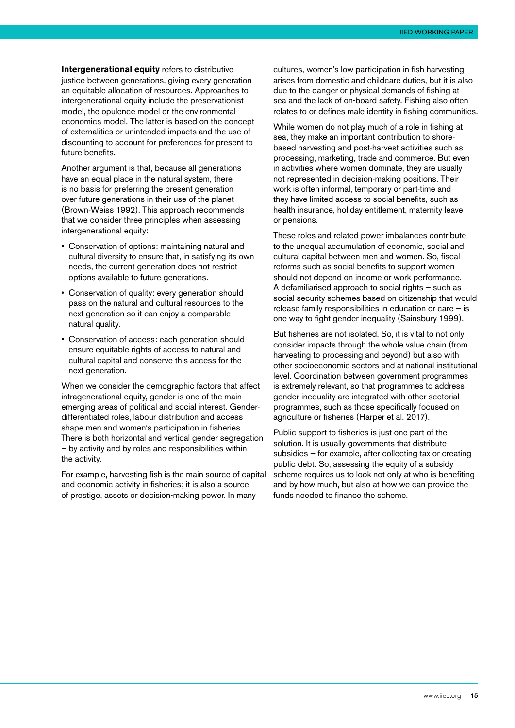**Intergenerational equity** refers to distributive justice between generations, giving every generation an equitable allocation of resources. Approaches to intergenerational equity include the preservationist model, the opulence model or the environmental economics model. The latter is based on the concept of externalities or unintended impacts and the use of discounting to account for preferences for present to future benefits.

Another argument is that, because all generations have an equal place in the natural system, there is no basis for preferring the present generation over future generations in their use of the planet (Brown-Weiss 1992). This approach recommends that we consider three principles when assessing intergenerational equity:

- Conservation of options: maintaining natural and cultural diversity to ensure that, in satisfying its own needs, the current generation does not restrict options available to future generations.
- Conservation of quality: every generation should pass on the natural and cultural resources to the next generation so it can enjoy a comparable natural quality.
- Conservation of access: each generation should ensure equitable rights of access to natural and cultural capital and conserve this access for the next generation.

When we consider the demographic factors that affect intragenerational equity, gender is one of the main emerging areas of political and social interest. Gender-differentiated roles, labour distribution and access shape men and women's participation in fisheries. There is both horizontal and vertical gender segregation – by activity and by roles and responsibilities within the activity.

For example, harvesting fish is the main source of capital and economic activity in fisheries; it is also a source of prestige, assets or decision-making power. In many cultures, women's low participation in fish harvesting arises from domestic and childcare duties, but it is also due to the danger or physical demands of fishing at sea and the lack of on-board safety. Fishing also often relates to or defines male identity in fishing communities.

While women do not play much of a role in fishing at sea, they make an important contribution to shore-based harvesting and post-harvest activities such as processing, marketing, trade and commerce. But even in activities where women dominate, they are usually not represented in decision-making positions. Their work is often informal, temporary or part-time and they have limited access to social benefits, such as health insurance, holiday entitlement, maternity leave or pensions.

These roles and related power imbalances contribute to the unequal accumulation of economic, social and cultural capital between men and women. So, fiscal reforms such as social benefits to support women should not depend on income or work performance. A defamiliarised approach to social rights – such as social security schemes based on citizenship that would release family responsibilities in education or care – is one way to fight gender inequality (Sainsbury 1999).

But fisheries are not isolated. So, it is vital to not only consider impacts through the whole value chain (from harvesting to processing and beyond) but also with other socioeconomic sectors and at national institutional level. Coordination between government programmes is extremely relevant, so that programmes to address gender inequality are integrated with other sectorial programmes, such as those specifically focused on agriculture or fisheries (Harper et al. 2017).

Public support to fisheries is just one part of the solution. It is usually governments that distribute subsidies – for example, after collecting tax or creating public debt. So, assessing the equity of a subsidy scheme requires us to look not only at who is benefiting and by how much, but also at how we can provide the funds needed to finance the scheme.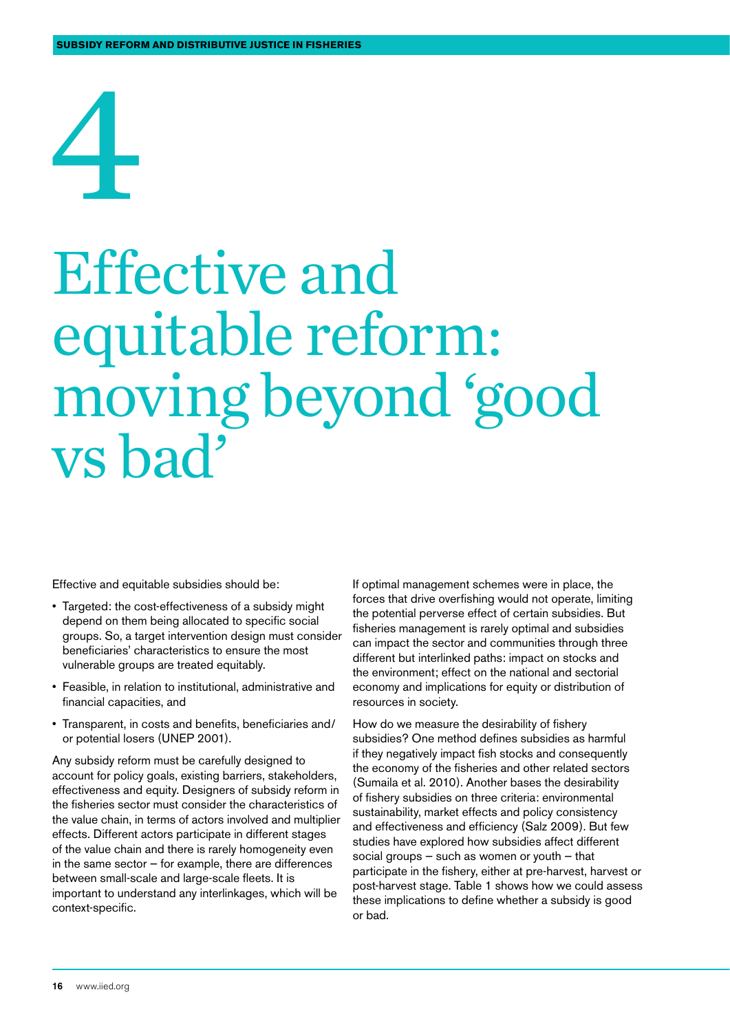# 4

# Effective and equitable reform: moving beyond 'good vs bad'

Effective and equitable subsidies should be:

- Targeted: the cost-effectiveness of a subsidy might depend on them being allocated to specific social groups. So, a target intervention design must consider beneficiaries' characteristics to ensure the most vulnerable groups are treated equitably.
- Feasible, in relation to institutional, administrative and financial capacities, and
- Transparent, in costs and benefits, beneficiaries and/or potential losers (UNEP 2001).

Any subsidy reform must be carefully designed to account for policy goals, existing barriers, stakeholders, effectiveness and equity. Designers of subsidy reform in the fisheries sector must consider the characteristics of the value chain, in terms of actors involved and multiplier effects. Different actors participate in different stages of the value chain and there is rarely homogeneity even in the same sector – for example, there are differences between small-scale and large-scale fleets. It is important to understand any interlinkages, which will be context-specific.

If optimal management schemes were in place, the forces that drive overfishing would not operate, limiting the potential perverse effect of certain subsidies. But fisheries management is rarely optimal and subsidies can impact the sector and communities through three different but interlinked paths: impact on stocks and the environment; effect on the national and sectorial economy and implications for equity or distribution of resources in society.

How do we measure the desirability of fishery subsidies? One method defines subsidies as harmful if they negatively impact fish stocks and consequently the economy of the fisheries and other related sectors (Sumaila et al. 2010). Another bases the desirability of fishery subsidies on three criteria: environmental sustainability, market effects and policy consistency and effectiveness and efficiency (Salz 2009). But few studies have explored how subsidies affect different social groups – such as women or youth – that participate in the fishery, either at pre-harvest, harvest or post-harvest stage. Table 1 shows how we could assess these implications to define whether a subsidy is good or bad.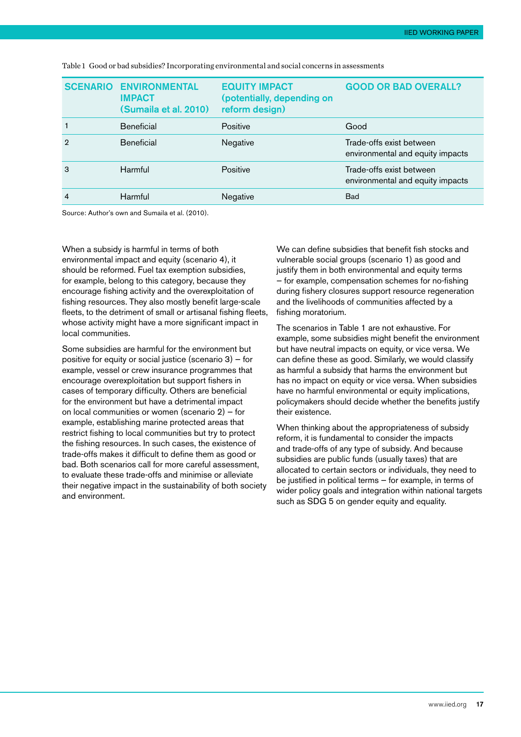Table 1 Good or bad subsidies? Incorporating environmental and social concerns in assessments

| SCENARIO | ENVIRONMENTAL IMPACT (Sumaila et al. 2010) | EQUITY IMPACT (potentially, depending on reform design) | GOOD OR BAD OVERALL? |
|---|---|---|---|
| 1 | Beneficial | Positive | Good |
| 2 | Beneficial | Negative | Trade-offs exist between environmental and equity impacts |
| 3 | Harmful | Positive | Trade-offs exist between environmental and equity impacts |
| 4 | Harmful | Negative | Bad |

Source: Author's own and Sumaila et al. (2010).

When a subsidy is harmful in terms of both environmental impact and equity (scenario 4), it should be reformed. Fuel tax exemption subsidies, for example, belong to this category, because they encourage fishing activity and the overexploitation of fishing resources. They also mostly benefit large-scale fleets, to the detriment of small or artisanal fishing fleets, whose activity might have a more significant impact in local communities.

Some subsidies are harmful for the environment but positive for equity or social justice (scenario 3) – for example, vessel or crew insurance programmes that encourage overexploitation but support fishers in cases of temporary difficulty. Others are beneficial for the environment but have a detrimental impact on local communities or women (scenario 2) – for example, establishing marine protected areas that restrict fishing to local communities but try to protect the fishing resources. In such cases, the existence of trade-offs makes it difficult to define them as good or bad. Both scenarios call for more careful assessment, to evaluate these trade-offs and minimise or alleviate their negative impact in the sustainability of both society and environment.

We can define subsidies that benefit fish stocks and vulnerable social groups (scenario 1) as good and justify them in both environmental and equity terms – for example, compensation schemes for no-fishing during fishery closures support resource regeneration and the livelihoods of communities affected by a fishing moratorium.

The scenarios in Table 1 are not exhaustive. For example, some subsidies might benefit the environment but have neutral impacts on equity, or vice versa. We can define these as good. Similarly, we would classify as harmful a subsidy that harms the environment but has no impact on equity or vice versa. When subsidies have no harmful environmental or equity implications, policymakers should decide whether the benefits justify their existence.

When thinking about the appropriateness of subsidy reform, it is fundamental to consider the impacts and trade-offs of any type of subsidy. And because subsidies are public funds (usually taxes) that are allocated to certain sectors or individuals, they need to be justified in political terms – for example, in terms of wider policy goals and integration within national targets such as SDG 5 on gender equity and equality.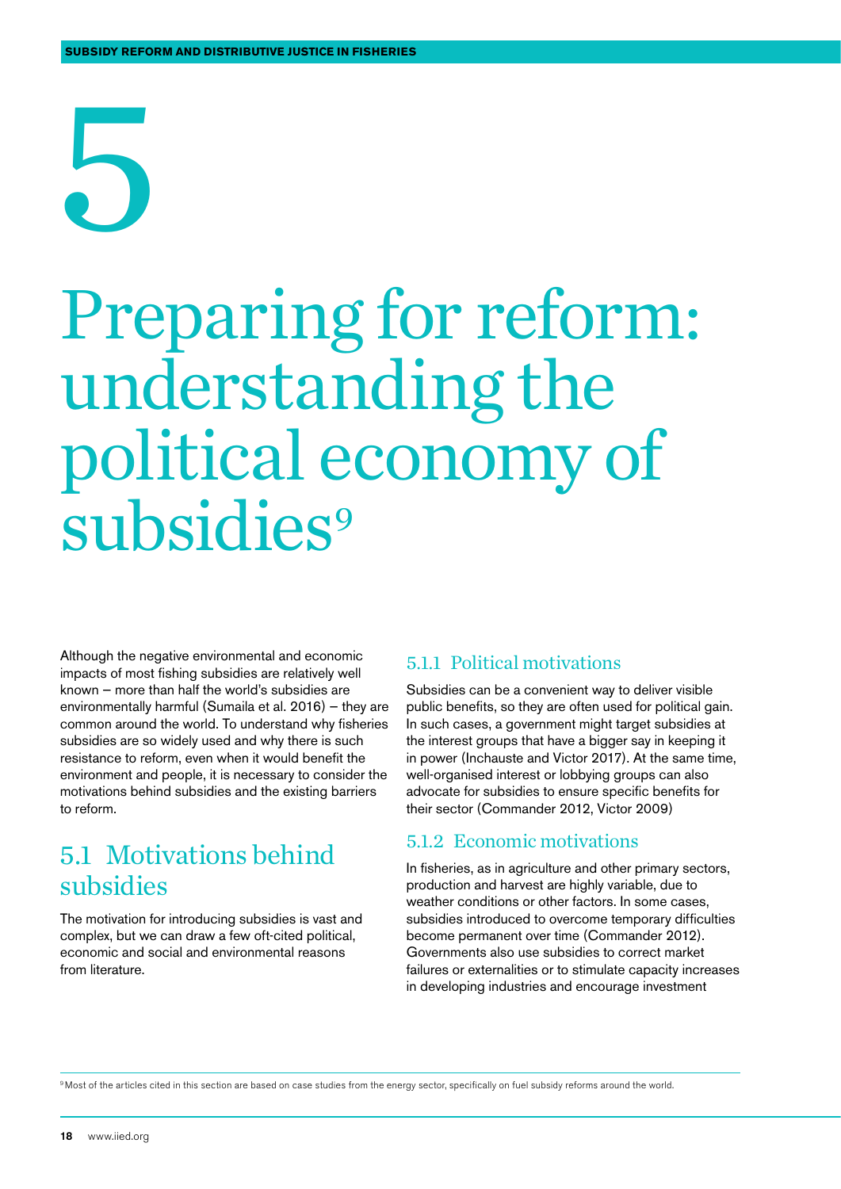# 5

# Preparing for reform: understanding the political economy of subsidies[9]

Although the negative environmental and economic impacts of most fishing subsidies are relatively well known — more than half the world's subsidies are environmentally harmful (Sumaila et al. 2016) — they are common around the world. To understand why fisheries subsidies are so widely used and why there is such resistance to reform, even when it would benefit the environment and people, it is necessary to consider the motivations behind subsidies and the existing barriers to reform.

## 5.1 Motivations behind subsidies

The motivation for introducing subsidies is vast and complex, but we can draw a few oft-cited political, economic and social and environmental reasons from literature.

### 5.1.1 Political motivations

Subsidies can be a convenient way to deliver visible public benefits, so they are often used for political gain. In such cases, a government might target subsidies at the interest groups that have a bigger say in keeping it in power (Inchauste and Victor 2017). At the same time, well-organised interest or lobbying groups can also advocate for subsidies to ensure specific benefits for their sector (Commander 2012, Victor 2009)

### 5.1.2 Economic motivations

In fisheries, as in agriculture and other primary sectors, production and harvest are highly variable, due to weather conditions or other factors. In some cases, subsidies introduced to overcome temporary difficulties become permanent over time (Commander 2012). Governments also use subsidies to correct market failures or externalities or to stimulate capacity increases in developing industries and encourage investment

[9] Most of the articles cited in this section are based on case studies from the energy sector, specifically on fuel subsidy reforms around the world.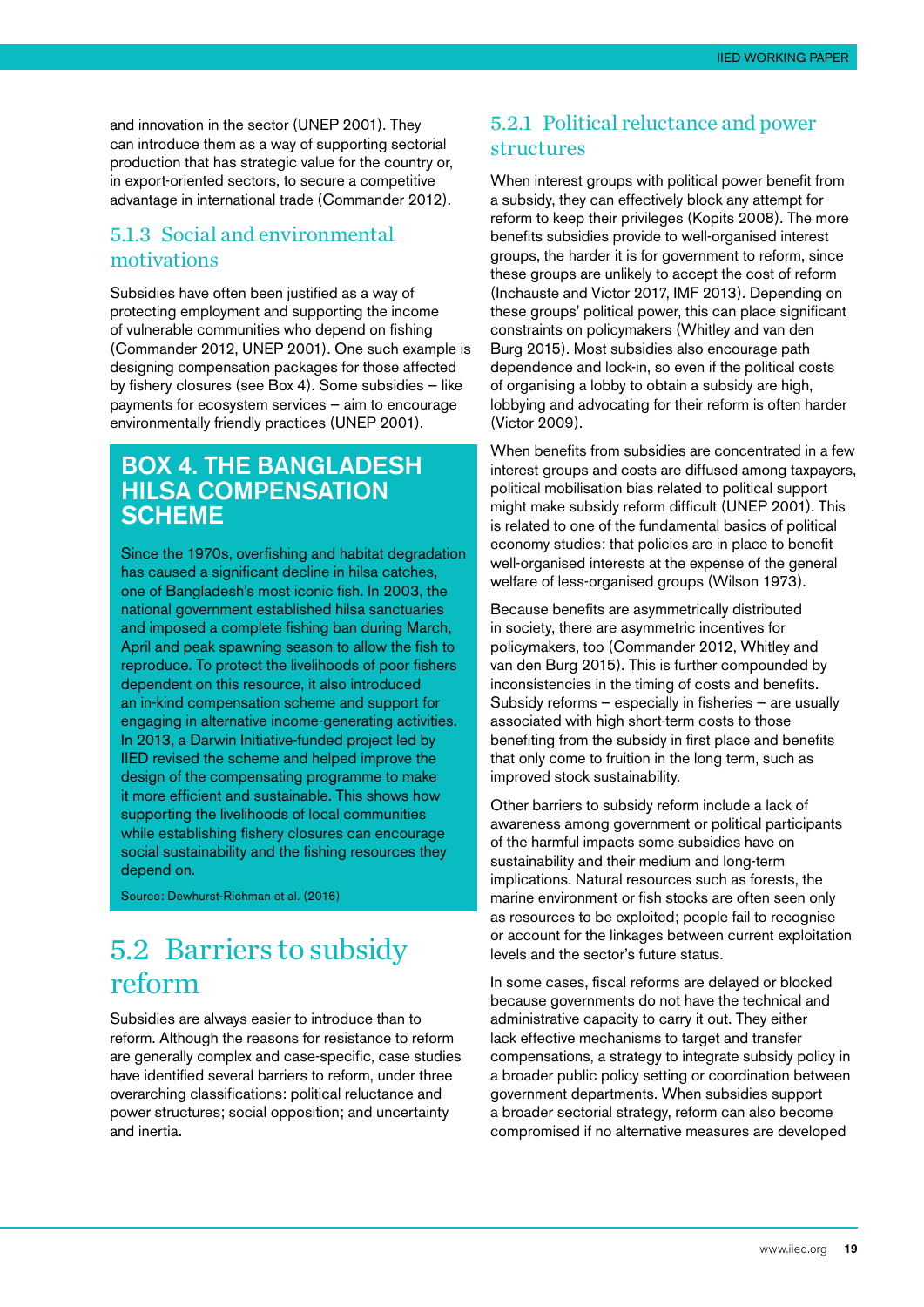and innovation in the sector (UNEP 2001). They can introduce them as a way of supporting sectorial production that has strategic value for the country or, in export-oriented sectors, to secure a competitive advantage in international trade (Commander 2012).

### 5.1.3 Social and environmental motivations

Subsidies have often been justified as a way of protecting employment and supporting the income of vulnerable communities who depend on fishing (Commander 2012, UNEP 2001). One such example is designing compensation packages for those affected by fishery closures (see Box 4). Some subsidies – like payments for ecosystem services – aim to encourage environmentally friendly practices (UNEP 2001).

> **BOX 4. THE BANGLADESH HILSA COMPENSATION SCHEME**
>
> Since the 1970s, overfishing and habitat degradation has caused a significant decline in hilsa catches, one of Bangladesh's most iconic fish. In 2003, the national government established hilsa sanctuaries and imposed a complete fishing ban during March, April and peak spawning season to allow the fish to reproduce. To protect the livelihoods of poor fishers dependent on this resource, it also introduced an in-kind compensation scheme and support for engaging in alternative income-generating activities. In 2013, a Darwin Initiative-funded project led by IIED revised the scheme and helped improve the design of the compensating programme to make it more efficient and sustainable. This shows how supporting the livelihoods of local communities while establishing fishery closures can encourage social sustainability and the fishing resources they depend on.
>
> Source: Dewhurst-Richman et al. (2016)

## 5.2 Barriers to subsidy reform

Subsidies are always easier to introduce than to reform. Although the reasons for resistance to reform are generally complex and case-specific, case studies have identified several barriers to reform, under three overarching classifications: political reluctance and power structures; social opposition; and uncertainty and inertia.

### 5.2.1 Political reluctance and power structures

When interest groups with political power benefit from a subsidy, they can effectively block any attempt for reform to keep their privileges (Kopits 2008). The more benefits subsidies provide to well-organised interest groups, the harder it is for government to reform, since these groups are unlikely to accept the cost of reform (Inchauste and Victor 2017, IMF 2013). Depending on these groups' political power, this can place significant constraints on policymakers (Whitley and van den Burg 2015). Most subsidies also encourage path dependence and lock-in, so even if the political costs of organising a lobby to obtain a subsidy are high, lobbying and advocating for their reform is often harder (Victor 2009).

When benefits from subsidies are concentrated in a few interest groups and costs are diffused among taxpayers, political mobilisation bias related to political support might make subsidy reform difficult (UNEP 2001). This is related to one of the fundamental basics of political economy studies: that policies are in place to benefit well-organised interests at the expense of the general welfare of less-organised groups (Wilson 1973).

Because benefits are asymmetrically distributed in society, there are asymmetric incentives for policymakers, too (Commander 2012, Whitley and van den Burg 2015). This is further compounded by inconsistencies in the timing of costs and benefits. Subsidy reforms – especially in fisheries – are usually associated with high short-term costs to those benefiting from the subsidy in first place and benefits that only come to fruition in the long term, such as improved stock sustainability.

Other barriers to subsidy reform include a lack of awareness among government or political participants of the harmful impacts some subsidies have on sustainability and their medium and long-term implications. Natural resources such as forests, the marine environment or fish stocks are often seen only as resources to be exploited; people fail to recognise or account for the linkages between current exploitation levels and the sector's future status.

In some cases, fiscal reforms are delayed or blocked because governments do not have the technical and administrative capacity to carry it out. They either lack effective mechanisms to target and transfer compensations, a strategy to integrate subsidy policy in a broader public policy setting or coordination between government departments. When subsidies support a broader sectorial strategy, reform can also become compromised if no alternative measures are developed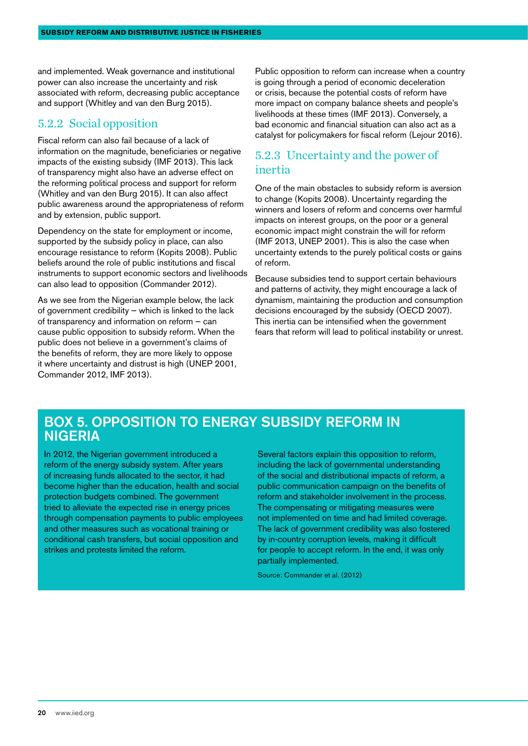and implemented. Weak governance and institutional power can also increase the uncertainty and risk associated with reform, decreasing public acceptance and support (Whitley and van den Burg 2015).

### 5.2.2 Social opposition

Fiscal reform can also fail because of a lack of information on the magnitude, beneficiaries or negative impacts of the existing subsidy (IMF 2013). This lack of transparency might also have an adverse effect on the reforming political process and support for reform (Whitley and van den Burg 2015). It can also affect public awareness around the appropriateness of reform and by extension, public support.

Dependency on the state for employment or income, supported by the subsidy policy in place, can also encourage resistance to reform (Kopits 2008). Public beliefs around the role of public institutions and fiscal instruments to support economic sectors and livelihoods can also lead to opposition (Commander 2012).

As we see from the Nigerian example below, the lack of government credibility – which is linked to the lack of transparency and information on reform – can cause public opposition to subsidy reform. When the public does not believe in a government's claims of the benefits of reform, they are more likely to oppose it where uncertainty and distrust is high (UNEP 2001, Commander 2012, IMF 2013).

Public opposition to reform can increase when a country is going through a period of economic deceleration or crisis, because the potential costs of reform have more impact on company balance sheets and people's livelihoods at these times (IMF 2013). Conversely, a bad economic and financial situation can also act as a catalyst for policymakers for fiscal reform (Lejour 2016).

### 5.2.3 Uncertainty and the power of inertia

One of the main obstacles to subsidy reform is aversion to change (Kopits 2008). Uncertainty regarding the winners and losers of reform and concerns over harmful impacts on interest groups, on the poor or a general economic impact might constrain the will for reform (IMF 2013, UNEP 2001). This is also the case when uncertainty extends to the purely political costs or gains of reform.

Because subsidies tend to support certain behaviours and patterns of activity, they might encourage a lack of dynamism, maintaining the production and consumption decisions encouraged by the subsidy (OECD 2007). This inertia can be intensified when the government fears that reform will lead to political instability or unrest.

## BOX 5. OPPOSITION TO ENERGY SUBSIDY REFORM IN NIGERIA

In 2012, the Nigerian government introduced a reform of the energy subsidy system. After years of increasing funds allocated to the sector, it had become higher than the education, health and social protection budgets combined. The government tried to alleviate the expected rise in energy prices through compensation payments to public employees and other measures such as vocational training or conditional cash transfers, but social opposition and strikes and protests limited the reform.

Several factors explain this opposition to reform, including the lack of governmental understanding of the social and distributional impacts of reform, a public communication campaign on the benefits of reform and stakeholder involvement in the process. The compensating or mitigating measures were not implemented on time and had limited coverage. The lack of government credibility was also fostered by in-country corruption levels, making it difficult for people to accept reform. In the end, it was only partially implemented.

Source: Commander et al. (2012)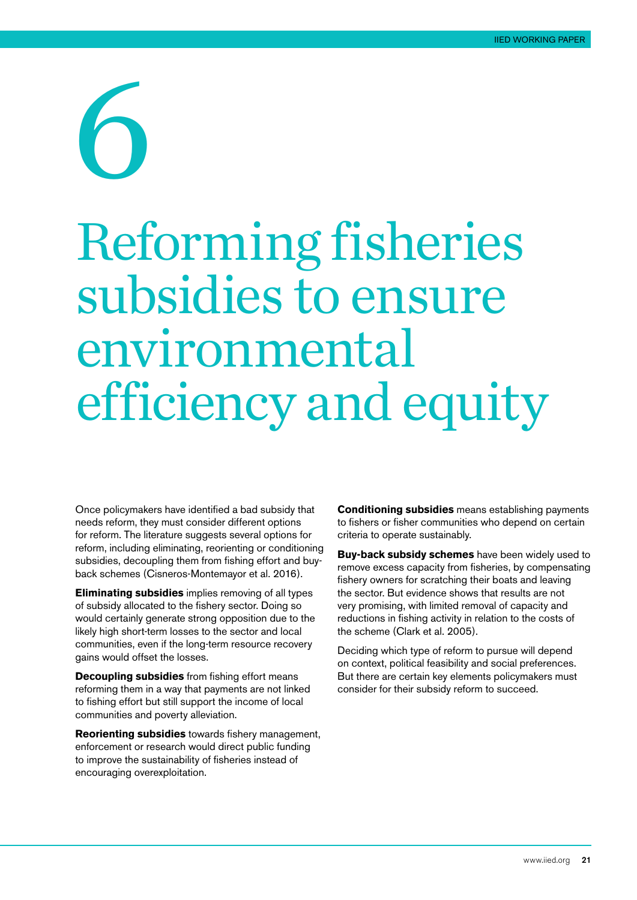# 6 Reforming fisheries subsidies to ensure environmental efficiency and equity

Once policymakers have identified a bad subsidy that needs reform, they must consider different options for reform. The literature suggests several options for reform, including eliminating, reorienting or conditioning subsidies, decoupling them from fishing effort and buy-back schemes (Cisneros-Montemayor et al. 2016).

**Eliminating subsidies** implies removing of all types of subsidy allocated to the fishery sector. Doing so would certainly generate strong opposition due to the likely high short-term losses to the sector and local communities, even if the long-term resource recovery gains would offset the losses.

**Decoupling subsidies** from fishing effort means reforming them in a way that payments are not linked to fishing effort but still support the income of local communities and poverty alleviation.

**Reorienting subsidies** towards fishery management, enforcement or research would direct public funding to improve the sustainability of fisheries instead of encouraging overexploitation.

**Conditioning subsidies** means establishing payments to fishers or fisher communities who depend on certain criteria to operate sustainably.

**Buy-back subsidy schemes** have been widely used to remove excess capacity from fisheries, by compensating fishery owners for scratching their boats and leaving the sector. But evidence shows that results are not very promising, with limited removal of capacity and reductions in fishing activity in relation to the costs of the scheme (Clark et al. 2005).

Deciding which type of reform to pursue will depend on context, political feasibility and social preferences. But there are certain key elements policymakers must consider for their subsidy reform to succeed.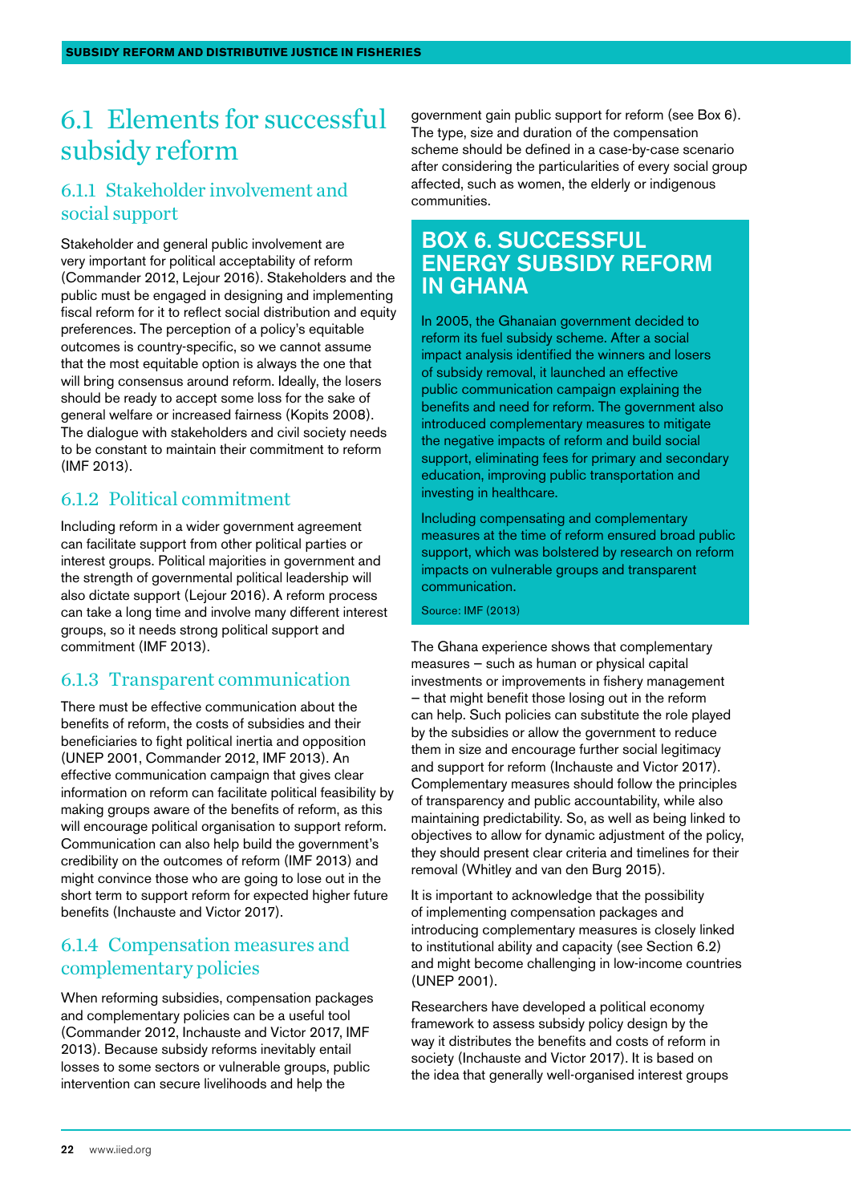## 6.1 Elements for successful subsidy reform

### 6.1.1 Stakeholder involvement and social support

Stakeholder and general public involvement are very important for political acceptability of reform (Commander 2012, Lejour 2016). Stakeholders and the public must be engaged in designing and implementing fiscal reform for it to reflect social distribution and equity preferences. The perception of a policy's equitable outcomes is country-specific, so we cannot assume that the most equitable option is always the one that will bring consensus around reform. Ideally, the losers should be ready to accept some loss for the sake of general welfare or increased fairness (Kopits 2008). The dialogue with stakeholders and civil society needs to be constant to maintain their commitment to reform (IMF 2013).

### 6.1.2 Political commitment

Including reform in a wider government agreement can facilitate support from other political parties or interest groups. Political majorities in government and the strength of governmental political leadership will also dictate support (Lejour 2016). A reform process can take a long time and involve many different interest groups, so it needs strong political support and commitment (IMF 2013).

### 6.1.3 Transparent communication

There must be effective communication about the benefits of reform, the costs of subsidies and their beneficiaries to fight political inertia and opposition (UNEP 2001, Commander 2012, IMF 2013). An effective communication campaign that gives clear information on reform can facilitate political feasibility by making groups aware of the benefits of reform, as this will encourage political organisation to support reform. Communication can also help build the government's credibility on the outcomes of reform (IMF 2013) and might convince those who are going to lose out in the short term to support reform for expected higher future benefits (Inchauste and Victor 2017).

### 6.1.4 Compensation measures and complementary policies

When reforming subsidies, compensation packages and complementary policies can be a useful tool (Commander 2012, Inchauste and Victor 2017, IMF 2013). Because subsidy reforms inevitably entail losses to some sectors or vulnerable groups, public intervention can secure livelihoods and help the government gain public support for reform (see Box 6). The type, size and duration of the compensation scheme should be defined in a case-by-case scenario after considering the particularities of every social group affected, such as women, the elderly or indigenous communities.

> **BOX 6. SUCCESSFUL ENERGY SUBSIDY REFORM IN GHANA**
>
> In 2005, the Ghanaian government decided to reform its fuel subsidy scheme. After a social impact analysis identified the winners and losers of subsidy removal, it launched an effective public communication campaign explaining the benefits and need for reform. The government also introduced complementary measures to mitigate the negative impacts of reform and build social support, eliminating fees for primary and secondary education, improving public transportation and investing in healthcare.
>
> Including compensating and complementary measures at the time of reform ensured broad public support, which was bolstered by research on reform impacts on vulnerable groups and transparent communication.
>
> Source: IMF (2013)

The Ghana experience shows that complementary measures – such as human or physical capital investments or improvements in fishery management – that might benefit those losing out in the reform can help. Such policies can substitute the role played by the subsidies or allow the government to reduce them in size and encourage further social legitimacy and support for reform (Inchauste and Victor 2017). Complementary measures should follow the principles of transparency and public accountability, while also maintaining predictability. So, as well as being linked to objectives to allow for dynamic adjustment of the policy, they should present clear criteria and timelines for their removal (Whitley and van den Burg 2015).

It is important to acknowledge that the possibility of implementing compensation packages and introducing complementary measures is closely linked to institutional ability and capacity (see Section 6.2) and might become challenging in low-income countries (UNEP 2001).

Researchers have developed a political economy framework to assess subsidy policy design by the way it distributes the benefits and costs of reform in society (Inchauste and Victor 2017). It is based on the idea that generally well-organised interest groups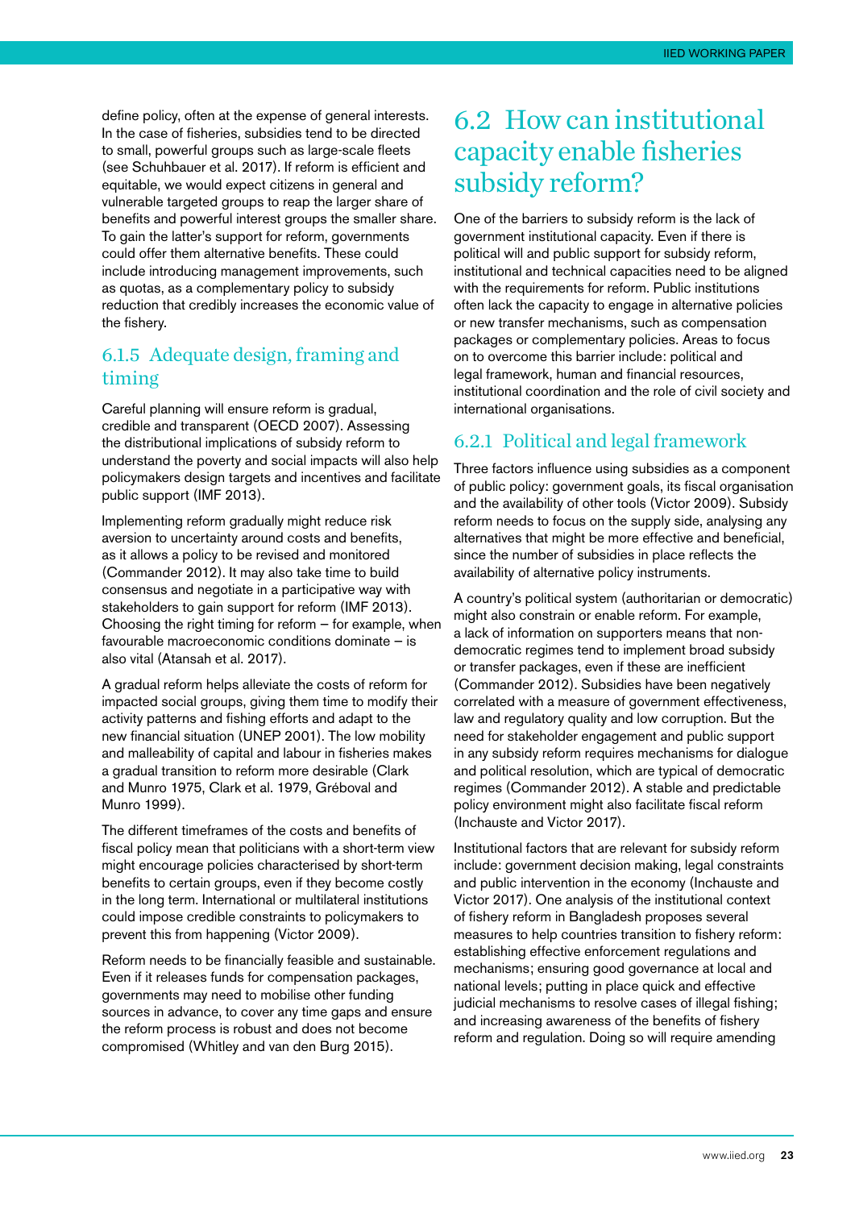define policy, often at the expense of general interests. In the case of fisheries, subsidies tend to be directed to small, powerful groups such as large-scale fleets (see Schuhbauer et al. 2017). If reform is efficient and equitable, we would expect citizens in general and vulnerable targeted groups to reap the larger share of benefits and powerful interest groups the smaller share. To gain the latter's support for reform, governments could offer them alternative benefits. These could include introducing management improvements, such as quotas, as a complementary policy to subsidy reduction that credibly increases the economic value of the fishery.

### 6.1.5 Adequate design, framing and timing

Careful planning will ensure reform is gradual, credible and transparent (OECD 2007). Assessing the distributional implications of subsidy reform to understand the poverty and social impacts will also help policymakers design targets and incentives and facilitate public support (IMF 2013).

Implementing reform gradually might reduce risk aversion to uncertainty around costs and benefits, as it allows a policy to be revised and monitored (Commander 2012). It may also take time to build consensus and negotiate in a participative way with stakeholders to gain support for reform (IMF 2013). Choosing the right timing for reform – for example, when favourable macroeconomic conditions dominate – is also vital (Atansah et al. 2017).

A gradual reform helps alleviate the costs of reform for impacted social groups, giving them time to modify their activity patterns and fishing efforts and adapt to the new financial situation (UNEP 2001). The low mobility and malleability of capital and labour in fisheries makes a gradual transition to reform more desirable (Clark and Munro 1975, Clark et al. 1979, Gréboval and Munro 1999).

The different timeframes of the costs and benefits of fiscal policy mean that politicians with a short-term view might encourage policies characterised by short-term benefits to certain groups, even if they become costly in the long term. International or multilateral institutions could impose credible constraints to policymakers to prevent this from happening (Victor 2009).

Reform needs to be financially feasible and sustainable. Even if it releases funds for compensation packages, governments may need to mobilise other funding sources in advance, to cover any time gaps and ensure the reform process is robust and does not become compromised (Whitley and van den Burg 2015).

## 6.2 How can institutional capacity enable fisheries subsidy reform?

One of the barriers to subsidy reform is the lack of government institutional capacity. Even if there is political will and public support for subsidy reform, institutional and technical capacities need to be aligned with the requirements for reform. Public institutions often lack the capacity to engage in alternative policies or new transfer mechanisms, such as compensation packages or complementary policies. Areas to focus on to overcome this barrier include: political and legal framework, human and financial resources, institutional coordination and the role of civil society and international organisations.

### 6.2.1 Political and legal framework

Three factors influence using subsidies as a component of public policy: government goals, its fiscal organisation and the availability of other tools (Victor 2009). Subsidy reform needs to focus on the supply side, analysing any alternatives that might be more effective and beneficial, since the number of subsidies in place reflects the availability of alternative policy instruments.

A country's political system (authoritarian or democratic) might also constrain or enable reform. For example, a lack of information on supporters means that non-democratic regimes tend to implement broad subsidy or transfer packages, even if these are inefficient (Commander 2012). Subsidies have been negatively correlated with a measure of government effectiveness, law and regulatory quality and low corruption. But the need for stakeholder engagement and public support in any subsidy reform requires mechanisms for dialogue and political resolution, which are typical of democratic regimes (Commander 2012). A stable and predictable policy environment might also facilitate fiscal reform (Inchauste and Victor 2017).

Institutional factors that are relevant for subsidy reform include: government decision making, legal constraints and public intervention in the economy (Inchauste and Victor 2017). One analysis of the institutional context of fishery reform in Bangladesh proposes several measures to help countries transition to fishery reform: establishing effective enforcement regulations and mechanisms; ensuring good governance at local and national levels; putting in place quick and effective judicial mechanisms to resolve cases of illegal fishing; and increasing awareness of the benefits of fishery reform and regulation. Doing so will require amending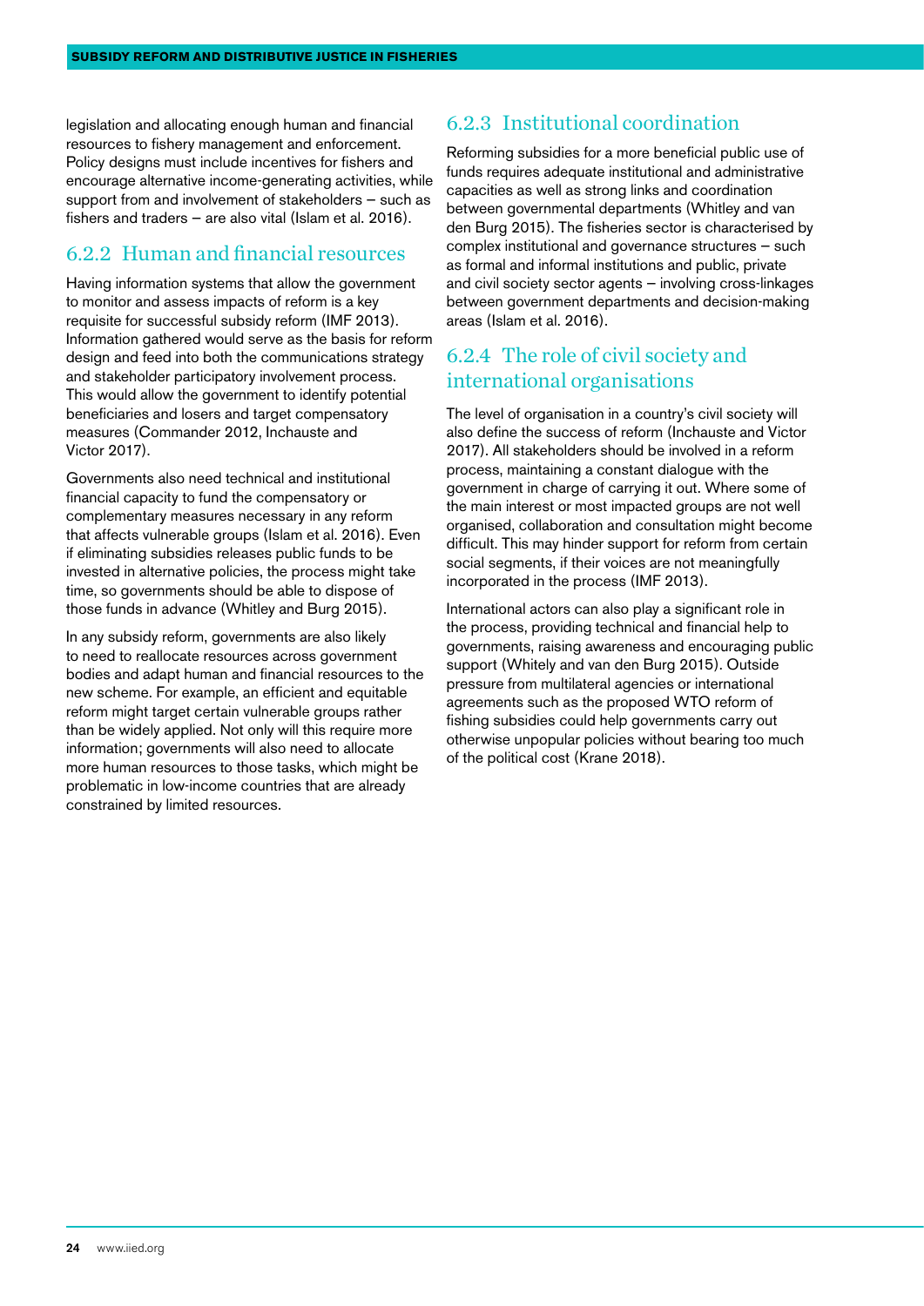legislation and allocating enough human and financial resources to fishery management and enforcement. Policy designs must include incentives for fishers and encourage alternative income-generating activities, while support from and involvement of stakeholders – such as fishers and traders – are also vital (Islam et al. 2016).

### 6.2.2 Human and financial resources

Having information systems that allow the government to monitor and assess impacts of reform is a key requisite for successful subsidy reform (IMF 2013). Information gathered would serve as the basis for reform design and feed into both the communications strategy and stakeholder participatory involvement process. This would allow the government to identify potential beneficiaries and losers and target compensatory measures (Commander 2012, Inchauste and Victor 2017).

Governments also need technical and institutional financial capacity to fund the compensatory or complementary measures necessary in any reform that affects vulnerable groups (Islam et al. 2016). Even if eliminating subsidies releases public funds to be invested in alternative policies, the process might take time, so governments should be able to dispose of those funds in advance (Whitley and Burg 2015).

In any subsidy reform, governments are also likely to need to reallocate resources across government bodies and adapt human and financial resources to the new scheme. For example, an efficient and equitable reform might target certain vulnerable groups rather than be widely applied. Not only will this require more information; governments will also need to allocate more human resources to those tasks, which might be problematic in low-income countries that are already constrained by limited resources.

### 6.2.3 Institutional coordination

Reforming subsidies for a more beneficial public use of funds requires adequate institutional and administrative capacities as well as strong links and coordination between governmental departments (Whitley and van den Burg 2015). The fisheries sector is characterised by complex institutional and governance structures – such as formal and informal institutions and public, private and civil society sector agents – involving cross-linkages between government departments and decision-making areas (Islam et al. 2016).

### 6.2.4 The role of civil society and international organisations

The level of organisation in a country's civil society will also define the success of reform (Inchauste and Victor 2017). All stakeholders should be involved in a reform process, maintaining a constant dialogue with the government in charge of carrying it out. Where some of the main interest or most impacted groups are not well organised, collaboration and consultation might become difficult. This may hinder support for reform from certain social segments, if their voices are not meaningfully incorporated in the process (IMF 2013).

International actors can also play a significant role in the process, providing technical and financial help to governments, raising awareness and encouraging public support (Whitely and van den Burg 2015). Outside pressure from multilateral agencies or international agreements such as the proposed WTO reform of fishing subsidies could help governments carry out otherwise unpopular policies without bearing too much of the political cost (Krane 2018).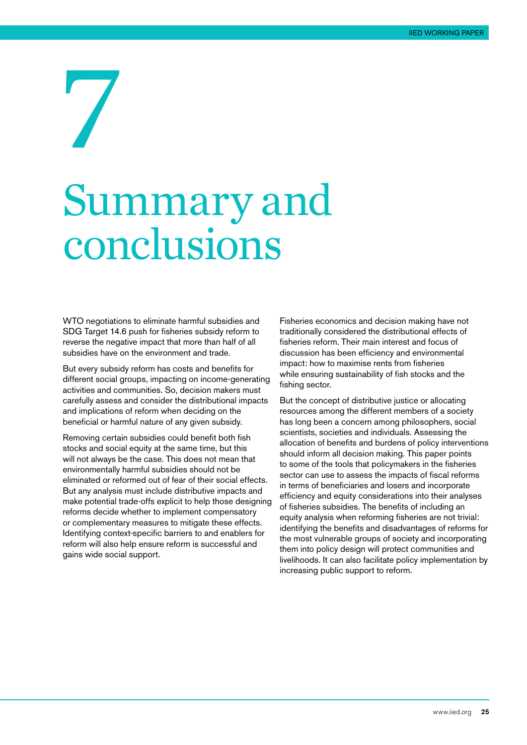# 7 Summary and conclusions

WTO negotiations to eliminate harmful subsidies and SDG Target 14.6 push for fisheries subsidy reform to reverse the negative impact that more than half of all subsidies have on the environment and trade.

But every subsidy reform has costs and benefits for different social groups, impacting on income-generating activities and communities. So, decision makers must carefully assess and consider the distributional impacts and implications of reform when deciding on the beneficial or harmful nature of any given subsidy.

Removing certain subsidies could benefit both fish stocks and social equity at the same time, but this will not always be the case. This does not mean that environmentally harmful subsidies should not be eliminated or reformed out of fear of their social effects. But any analysis must include distributive impacts and make potential trade-offs explicit to help those designing reforms decide whether to implement compensatory or complementary measures to mitigate these effects. Identifying context-specific barriers to and enablers for reform will also help ensure reform is successful and gains wide social support.

Fisheries economics and decision making have not traditionally considered the distributional effects of fisheries reform. Their main interest and focus of discussion has been efficiency and environmental impact: how to maximise rents from fisheries while ensuring sustainability of fish stocks and the fishing sector.

But the concept of distributive justice or allocating resources among the different members of a society has long been a concern among philosophers, social scientists, societies and individuals. Assessing the allocation of benefits and burdens of policy interventions should inform all decision making. This paper points to some of the tools that policymakers in the fisheries sector can use to assess the impacts of fiscal reforms in terms of beneficiaries and losers and incorporate efficiency and equity considerations into their analyses of fisheries subsidies. The benefits of including an equity analysis when reforming fisheries are not trivial: identifying the benefits and disadvantages of reforms for the most vulnerable groups of society and incorporating them into policy design will protect communities and livelihoods. It can also facilitate policy implementation by increasing public support to reform.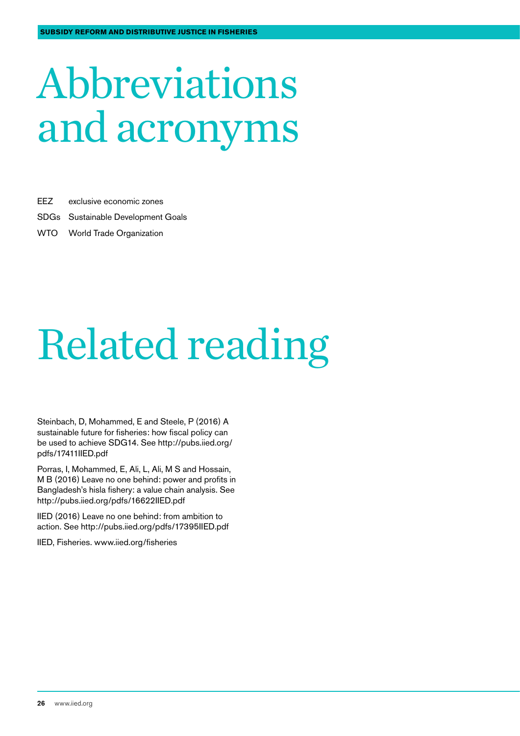# Abbreviations and acronyms

| | |
|---|---|
| EEZ | exclusive economic zones |
| SDGs | Sustainable Development Goals |
| WTO | World Trade Organization |

# Related reading

Steinbach, D, Mohammed, E and Steele, P (2016) A sustainable future for fisheries: how fiscal policy can be used to achieve SDG14. See http://pubs.iied.org/pdfs/17411IIED.pdf

Porras, I, Mohammed, E, Ali, L, Ali, M S and Hossain, M B (2016) Leave no one behind: power and profits in Bangladesh's hisla fishery: a value chain analysis. See http://pubs.iied.org/pdfs/16622IIED.pdf

IIED (2016) Leave no one behind: from ambition to action. See http://pubs.iied.org/pdfs/17395IIED.pdf

IIED, Fisheries. www.iied.org/fisheries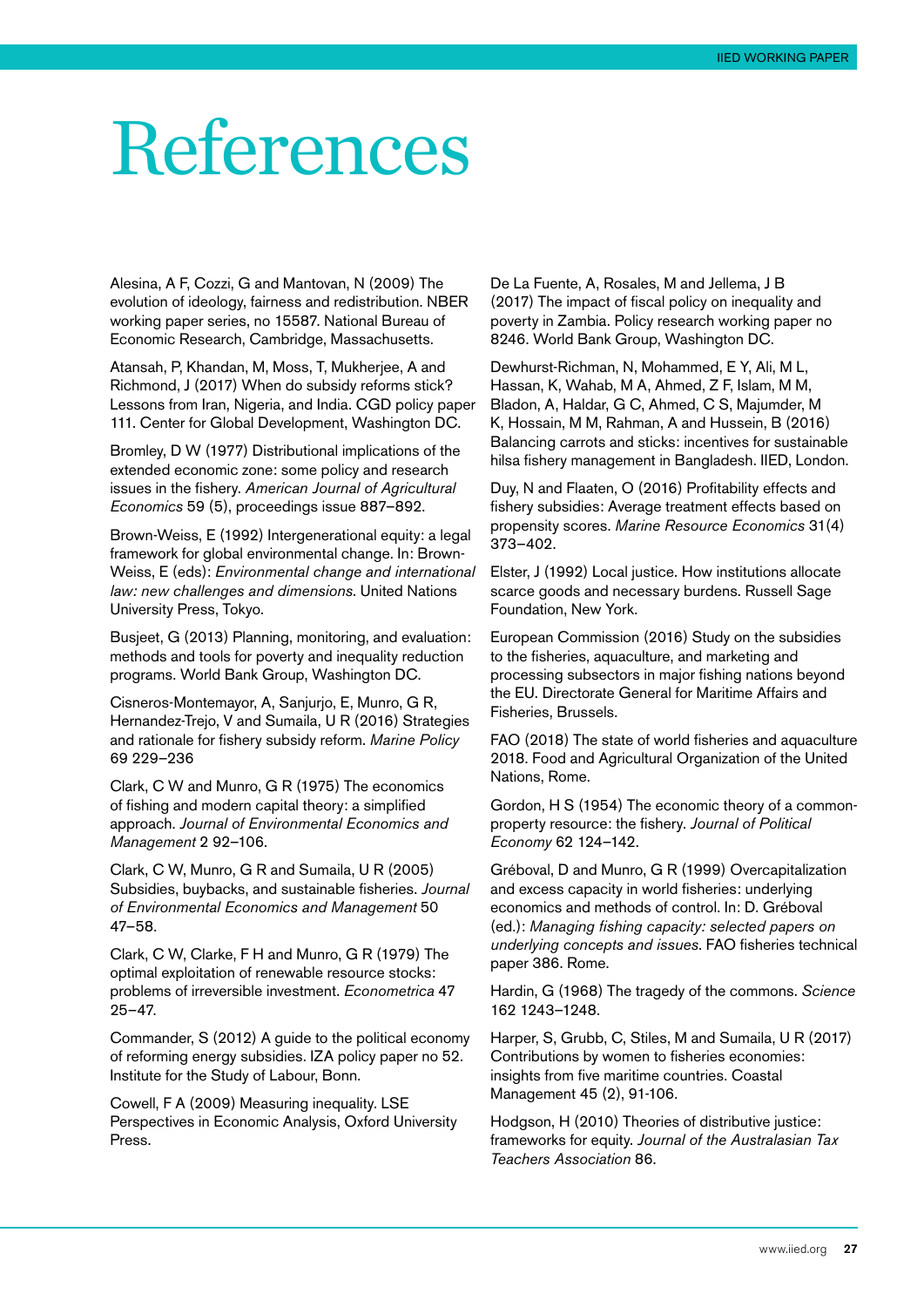# References

Alesina, A F, Cozzi, G and Mantovan, N (2009) The evolution of ideology, fairness and redistribution. NBER working paper series, no 15587. National Bureau of Economic Research, Cambridge, Massachusetts.

Atansah, P, Khandan, M, Moss, T, Mukherjee, A and Richmond, J (2017) When do subsidy reforms stick? Lessons from Iran, Nigeria, and India. CGD policy paper 111. Center for Global Development, Washington DC.

Bromley, D W (1977) Distributional implications of the extended economic zone: some policy and research issues in the fishery. *American Journal of Agricultural Economics* 59 (5), proceedings issue 887–892.

Brown-Weiss, E (1992) Intergenerational equity: a legal framework for global environmental change. In: Brown-Weiss, E (eds): *Environmental change and international law: new challenges and dimensions*. United Nations University Press, Tokyo.

Busjeet, G (2013) Planning, monitoring, and evaluation: methods and tools for poverty and inequality reduction programs. World Bank Group, Washington DC.

Cisneros-Montemayor, A, Sanjurjo, E, Munro, G R, Hernandez-Trejo, V and Sumaila, U R (2016) Strategies and rationale for fishery subsidy reform. *Marine Policy* 69 229–236

Clark, C W and Munro, G R (1975) The economics of fishing and modern capital theory: a simplified approach. *Journal of Environmental Economics and Management* 2 92–106.

Clark, C W, Munro, G R and Sumaila, U R (2005) Subsidies, buybacks, and sustainable fisheries. *Journal of Environmental Economics and Management* 50 47–58.

Clark, C W, Clarke, F H and Munro, G R (1979) The optimal exploitation of renewable resource stocks: problems of irreversible investment. *Econometrica* 47 25–47.

Commander, S (2012) A guide to the political economy of reforming energy subsidies. IZA policy paper no 52. Institute for the Study of Labour, Bonn.

Cowell, F A (2009) Measuring inequality. LSE Perspectives in Economic Analysis, Oxford University Press.

De La Fuente, A, Rosales, M and Jellema, J B (2017) The impact of fiscal policy on inequality and poverty in Zambia. Policy research working paper no 8246. World Bank Group, Washington DC.

Dewhurst-Richman, N, Mohammed, E Y, Ali, M L, Hassan, K, Wahab, M A, Ahmed, Z F, Islam, M M, Bladon, A, Haldar, G C, Ahmed, C S, Majumder, M K, Hossain, M M, Rahman, A and Hussein, B (2016) Balancing carrots and sticks: incentives for sustainable hilsa fishery management in Bangladesh. IIED, London.

Duy, N and Flaaten, O (2016) Profitability effects and fishery subsidies: Average treatment effects based on propensity scores. *Marine Resource Economics* 31(4) 373–402.

Elster, J (1992) Local justice. How institutions allocate scarce goods and necessary burdens. Russell Sage Foundation, New York.

European Commission (2016) Study on the subsidies to the fisheries, aquaculture, and marketing and processing subsectors in major fishing nations beyond the EU. Directorate General for Maritime Affairs and Fisheries, Brussels.

FAO (2018) The state of world fisheries and aquaculture 2018. Food and Agricultural Organization of the United Nations, Rome.

Gordon, H S (1954) The economic theory of a common-property resource: the fishery. *Journal of Political Economy* 62 124–142.

Gréboval, D and Munro, G R (1999) Overcapitalization and excess capacity in world fisheries: underlying economics and methods of control. In: D. Gréboval (ed.): *Managing fishing capacity: selected papers on underlying concepts and issues*. FAO fisheries technical paper 386. Rome.

Hardin, G (1968) The tragedy of the commons. *Science* 162 1243–1248.

Harper, S, Grubb, C, Stiles, M and Sumaila, U R (2017) Contributions by women to fisheries economies: insights from five maritime countries. Coastal Management 45 (2), 91-106.

Hodgson, H (2010) Theories of distributive justice: frameworks for equity. *Journal of the Australasian Tax Teachers Association* 86.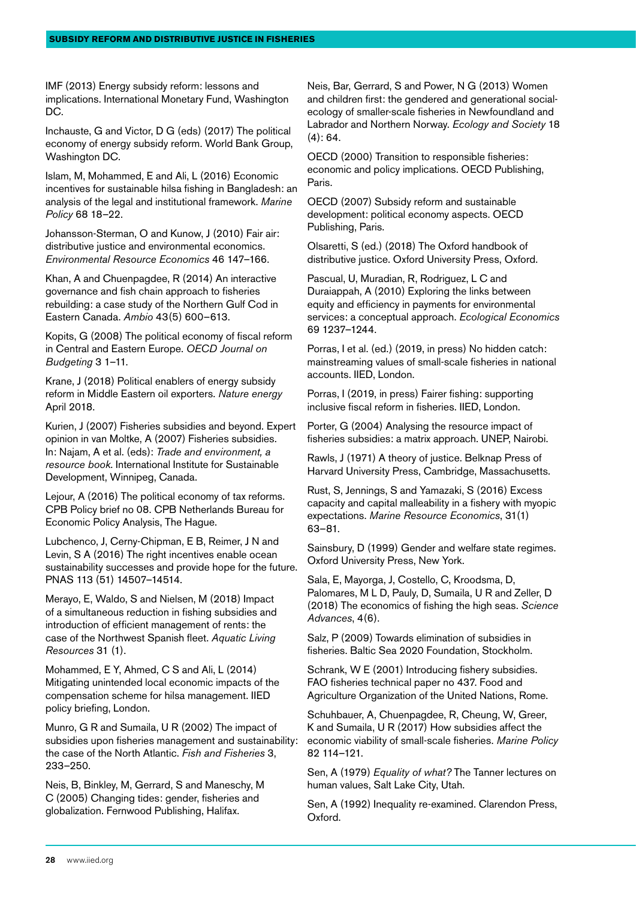IMF (2013) Energy subsidy reform: lessons and implications. International Monetary Fund, Washington DC.

Inchauste, G and Victor, D G (eds) (2017) The political economy of energy subsidy reform. World Bank Group, Washington DC.

Islam, M, Mohammed, E and Ali, L (2016) Economic incentives for sustainable hilsa fishing in Bangladesh: an analysis of the legal and institutional framework. *Marine Policy* 68 18–22.

Johansson-Sterman, O and Kunow, J (2010) Fair air: distributive justice and environmental economics. *Environmental Resource Economics* 46 147–166.

Khan, A and Chuenpagdee, R (2014) An interactive governance and fish chain approach to fisheries rebuilding: a case study of the Northern Gulf Cod in Eastern Canada. *Ambio* 43(5) 600–613.

Kopits, G (2008) The political economy of fiscal reform in Central and Eastern Europe. *OECD Journal on Budgeting* 3 1–11.

Krane, J (2018) Political enablers of energy subsidy reform in Middle Eastern oil exporters. *Nature energy* April 2018.

Kurien, J (2007) Fisheries subsidies and beyond. Expert opinion in van Moltke, A (2007) Fisheries subsidies. In: Najam, A et al. (eds): *Trade and environment, a resource book*. International Institute for Sustainable Development, Winnipeg, Canada.

Lejour, A (2016) The political economy of tax reforms. CPB Policy brief no 08. CPB Netherlands Bureau for Economic Policy Analysis, The Hague.

Lubchenco, J, Cerny-Chipman, E B, Reimer, J N and Levin, S A (2016) The right incentives enable ocean sustainability successes and provide hope for the future. PNAS 113 (51) 14507–14514.

Merayo, E, Waldo, S and Nielsen, M (2018) Impact of a simultaneous reduction in fishing subsidies and introduction of efficient management of rents: the case of the Northwest Spanish fleet. *Aquatic Living Resources* 31 (1).

Mohammed, E Y, Ahmed, C S and Ali, L (2014) Mitigating unintended local economic impacts of the compensation scheme for hilsa management. IIED policy briefing, London.

Munro, G R and Sumaila, U R (2002) The impact of subsidies upon fisheries management and sustainability: the case of the North Atlantic. *Fish and Fisheries* 3, 233–250.

Neis, B, Binkley, M, Gerrard, S and Maneschy, M C (2005) Changing tides: gender, fisheries and globalization. Fernwood Publishing, Halifax.

Neis, Bar, Gerrard, S and Power, N G (2013) Women and children first: the gendered and generational social-ecology of smaller-scale fisheries in Newfoundland and Labrador and Northern Norway. *Ecology and Society* 18 (4): 64.

OECD (2000) Transition to responsible fisheries: economic and policy implications. OECD Publishing, Paris.

OECD (2007) Subsidy reform and sustainable development: political economy aspects. OECD Publishing, Paris.

Olsaretti, S (ed.) (2018) The Oxford handbook of distributive justice. Oxford University Press, Oxford.

Pascual, U, Muradian, R, Rodriguez, L C and Duraiappah, A (2010) Exploring the links between equity and efficiency in payments for environmental services: a conceptual approach. *Ecological Economics* 69 1237–1244.

Porras, I et al. (ed.) (2019, in press) No hidden catch: mainstreaming values of small-scale fisheries in national accounts. IIED, London.

Porras, I (2019, in press) Fairer fishing: supporting inclusive fiscal reform in fisheries. IIED, London.

Porter, G (2004) Analysing the resource impact of fisheries subsidies: a matrix approach. UNEP, Nairobi.

Rawls, J (1971) A theory of justice. Belknap Press of Harvard University Press, Cambridge, Massachusetts.

Rust, S, Jennings, S and Yamazaki, S (2016) Excess capacity and capital malleability in a fishery with myopic expectations. *Marine Resource Economics*, 31(1) 63–81.

Sainsbury, D (1999) Gender and welfare state regimes. Oxford University Press, New York.

Sala, E, Mayorga, J, Costello, C, Kroodsma, D, Palomares, M L D, Pauly, D, Sumaila, U R and Zeller, D (2018) The economics of fishing the high seas. *Science Advances*, 4(6).

Salz, P (2009) Towards elimination of subsidies in fisheries. Baltic Sea 2020 Foundation, Stockholm.

Schrank, W E (2001) Introducing fishery subsidies. FAO fisheries technical paper no 437. Food and Agriculture Organization of the United Nations, Rome.

Schuhbauer, A, Chuenpagdee, R, Cheung, W, Greer, K and Sumaila, U R (2017) How subsidies affect the economic viability of small-scale fisheries. *Marine Policy* 82 114–121.

Sen, A (1979) *Equality of what?* The Tanner lectures on human values, Salt Lake City, Utah.

Sen, A (1992) Inequality re-examined. Clarendon Press, Oxford.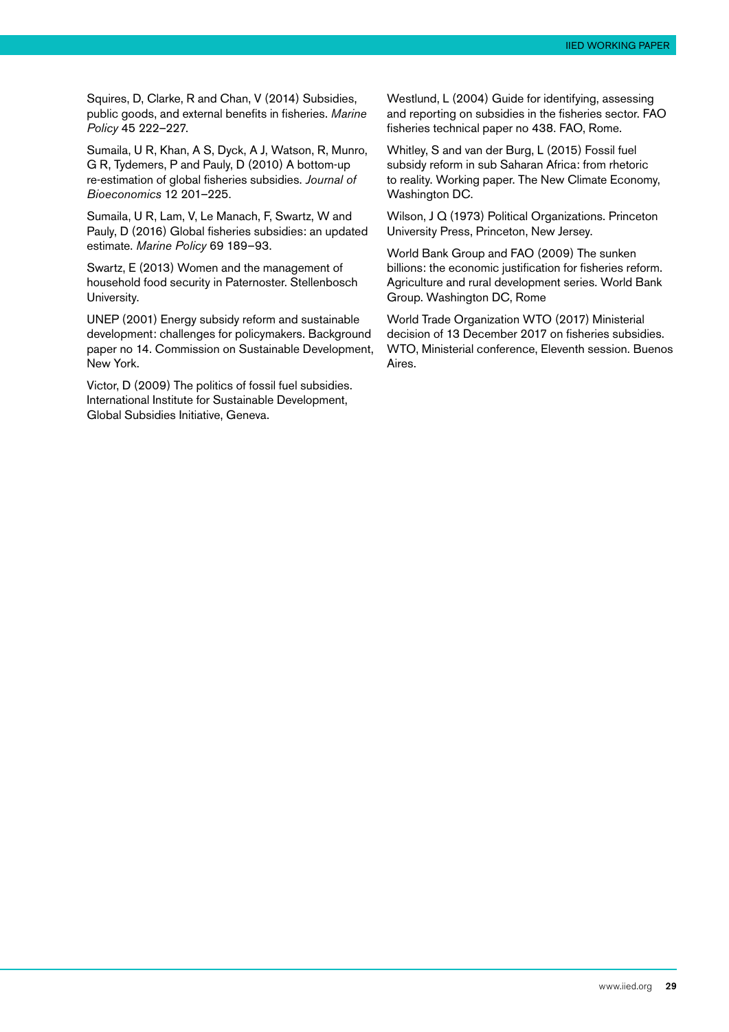Squires, D, Clarke, R and Chan, V (2014) Subsidies, public goods, and external benefits in fisheries. *Marine Policy* 45 222–227.

Sumaila, U R, Khan, A S, Dyck, A J, Watson, R, Munro, G R, Tydemers, P and Pauly, D (2010) A bottom-up re-estimation of global fisheries subsidies. *Journal of Bioeconomics* 12 201–225.

Sumaila, U R, Lam, V, Le Manach, F, Swartz, W and Pauly, D (2016) Global fisheries subsidies: an updated estimate. *Marine Policy* 69 189–93.

Swartz, E (2013) Women and the management of household food security in Paternoster. Stellenbosch University.

UNEP (2001) Energy subsidy reform and sustainable development: challenges for policymakers. Background paper no 14. Commission on Sustainable Development, New York.

Victor, D (2009) The politics of fossil fuel subsidies. International Institute for Sustainable Development, Global Subsidies Initiative, Geneva.

Westlund, L (2004) Guide for identifying, assessing and reporting on subsidies in the fisheries sector. FAO fisheries technical paper no 438. FAO, Rome.

Whitley, S and van der Burg, L (2015) Fossil fuel subsidy reform in sub Saharan Africa: from rhetoric to reality. Working paper. The New Climate Economy, Washington DC.

Wilson, J Q (1973) Political Organizations. Princeton University Press, Princeton, New Jersey.

World Bank Group and FAO (2009) The sunken billions: the economic justification for fisheries reform. Agriculture and rural development series. World Bank Group. Washington DC, Rome

World Trade Organization WTO (2017) Ministerial decision of 13 December 2017 on fisheries subsidies. WTO, Ministerial conference, Eleventh session. Buenos Aires.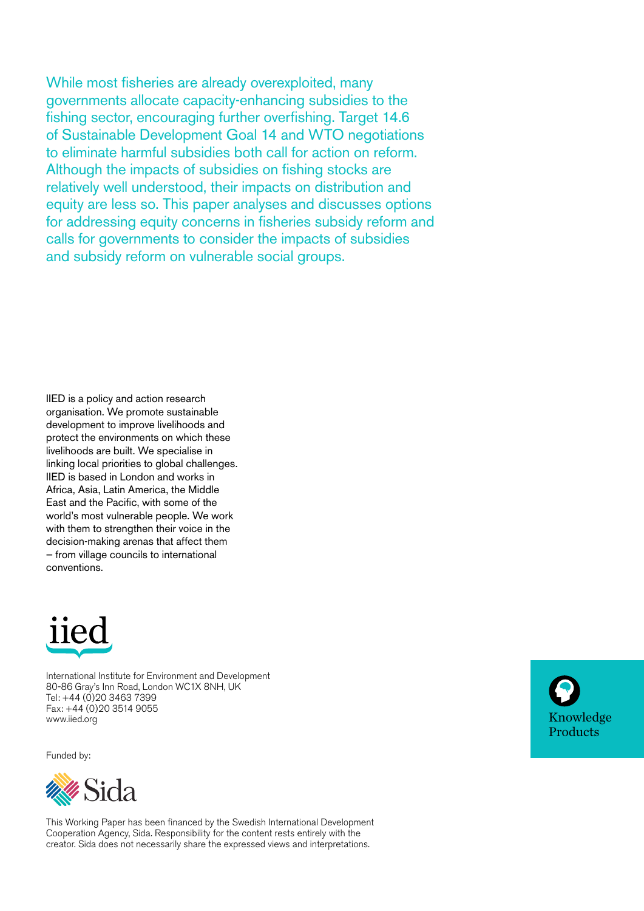While most fisheries are already overexploited, many governments allocate capacity-enhancing subsidies to the fishing sector, encouraging further overfishing. Target 14.6 of Sustainable Development Goal 14 and WTO negotiations to eliminate harmful subsidies both call for action on reform. Although the impacts of subsidies on fishing stocks are relatively well understood, their impacts on distribution and equity are less so. This paper analyses and discusses options for addressing equity concerns in fisheries subsidy reform and calls for governments to consider the impacts of subsidies and subsidy reform on vulnerable social groups.

IIED is a policy and action research organisation. We promote sustainable development to improve livelihoods and protect the environments on which these livelihoods are built. We specialise in linking local priorities to global challenges. IIED is based in London and works in Africa, Asia, Latin America, the Middle East and the Pacific, with some of the world's most vulnerable people. We work with them to strengthen their voice in the decision-making arenas that affect them – from village councils to international conventions.

iied

International Institute for Environment and Development
80-86 Gray's Inn Road, London WC1X 8NH, UK
Tel: +44 (0)20 3463 7399
Fax: +44 (0)20 3514 9055
www.iied.org

Knowledge Products

Funded by:

Sida

This Working Paper has been financed by the Swedish International Development Cooperation Agency, Sida. Responsibility for the content rests entirely with the creator. Sida does not necessarily share the expressed views and interpretations.